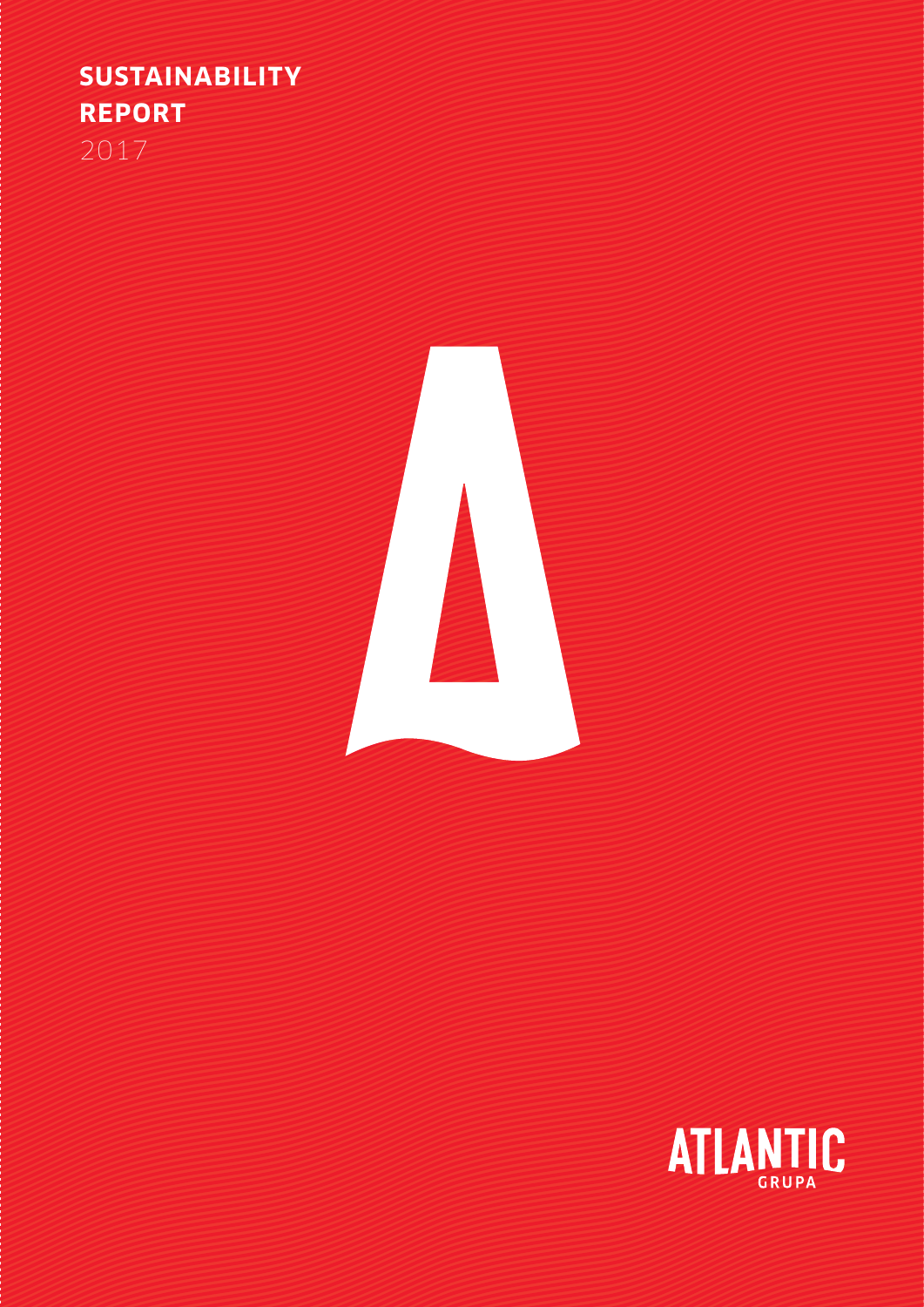# SUSTAINABILITY REPORT

2017

ATLANTIC GRUPA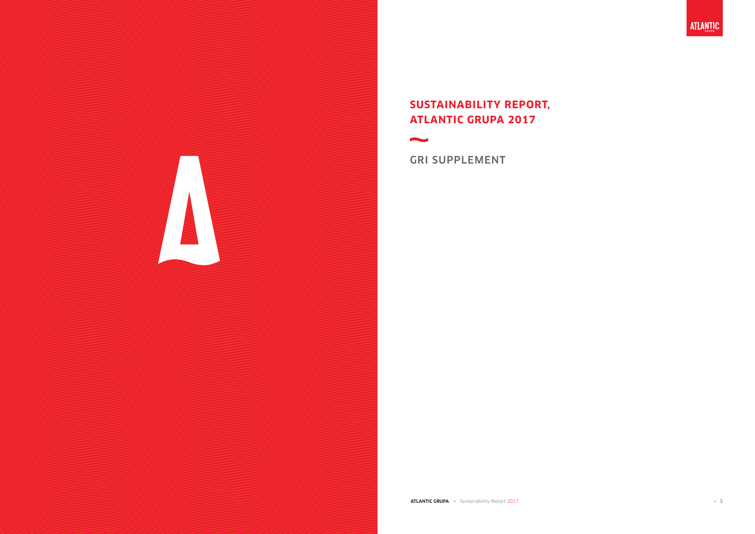# SUSTAINABILITY REPORT, ATLANTIC GRUPA 2017

## GRI SUPPLEMENT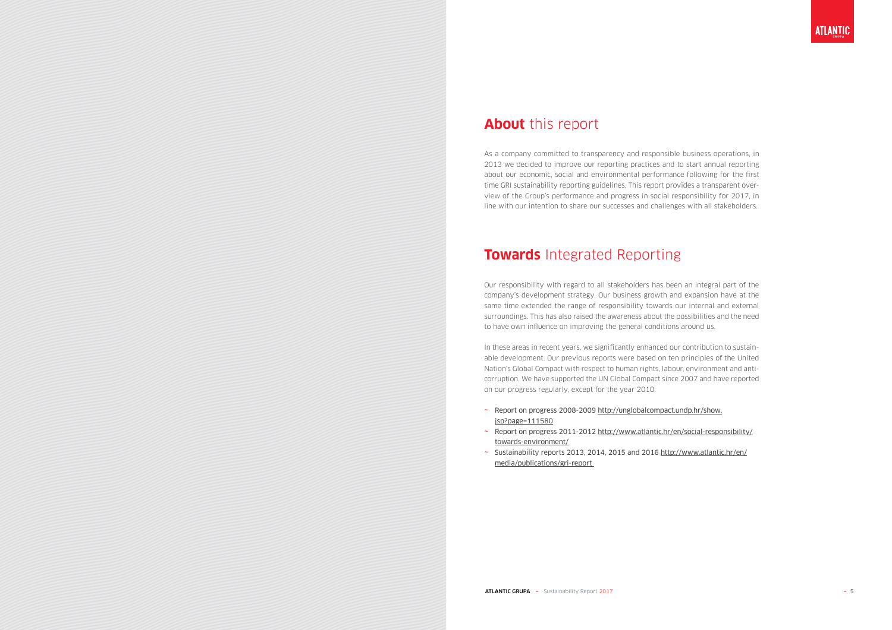## **About** this report

As a company committed to transparency and responsible business operations, in 2013 we decided to improve our reporting practices and to start annual reporting about our economic, social and environmental performance following for the first time GRI sustainability reporting guidelines. This report provides a transparent overview of the Group's performance and progress in social responsibility for 2017, in line with our intention to share our successes and challenges with all stakeholders.

## **Towards** Integrated Reporting

Our responsibility with regard to all stakeholders has been an integral part of the company's development strategy. Our business growth and expansion have at the same time extended the range of responsibility towards our internal and external surroundings. This has also raised the awareness about the possibilities and the need to have own influence on improving the general conditions around us.

In these areas in recent years, we significantly enhanced our contribution to sustainable development. Our previous reports were based on ten principles of the United Nation's Global Compact with respect to human rights, labour, environment and anti-corruption. We have supported the UN Global Compact since 2007 and have reported on our progress regularly, except for the year 2010:

- Report on progress 2008-2009 http://unglobalcompact.undp.hr/show.jsp?page=111580
- Report on progress 2011-2012 http://www.atlantic.hr/en/social-responsibility/towards-environment/
- Sustainability reports 2013, 2014, 2015 and 2016 http://www.atlantic.hr/en/media/publications/gri-report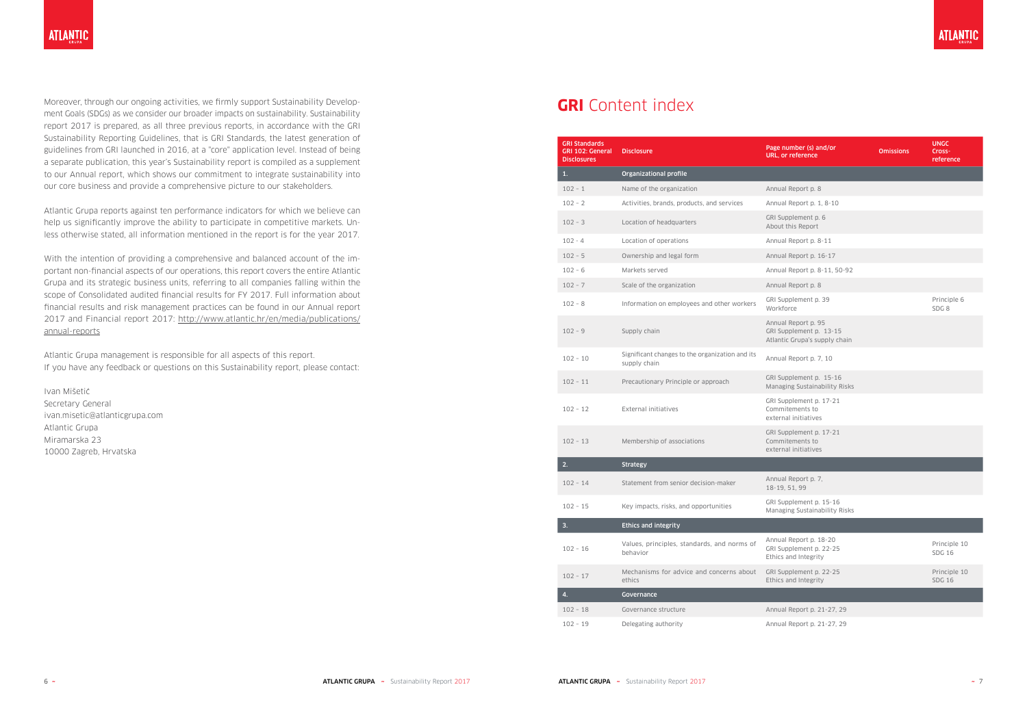Moreover, through our ongoing activities, we firmly support Sustainability Development Goals (SDGs) as we consider our broader impacts on sustainability. Sustainability report 2017 is prepared, as all three previous reports, in accordance with the GRI Sustainability Reporting Guidelines, that is GRI Standards, the latest generation of guidelines from GRI launched in 2016, at a "core" application level. Instead of being a separate publication, this year's Sustainability report is compiled as a supplement to our Annual report, which shows our commitment to integrate sustainability into our core business and provide a comprehensive picture to our stakeholders.

Atlantic Grupa reports against ten performance indicators for which we believe can help us significantly improve the ability to participate in competitive markets. Unless otherwise stated, all information mentioned in the report is for the year 2017.

With the intention of providing a comprehensive and balanced account of the important non-financial aspects of our operations, this report covers the entire Atlantic Grupa and its strategic business units, referring to all companies falling within the scope of Consolidated audited financial results for FY 2017. Full information about financial results and risk management practices can be found in our Annual report 2017 and Financial report 2017: http://www.atlantic.hr/en/media/publications/annual-reports

Atlantic Grupa management is responsible for all aspects of this report.
If you have any feedback or questions on this Sustainability report, please contact:

Ivan Mišetić
Secretary General
ivan.misetic@atlanticgrupa.com
Atlantic Grupa
Miramarska 23
10000 Zagreb, Hrvatska

# **GRI** Content index

| GRI Standards GRI 102: General Disclosures | Disclosure | Page number (s) and/or URL, or reference | Omissions | UNGC Cross-reference |
|---|---|---|---|---|
| **1.** | **Organizational profile** | | | |
| 102 – 1 | Name of the organization | Annual Report p. 8 | | |
| 102 – 2 | Activities, brands, products, and services | Annual Report p. 1, 8-10 | | |
| 102 – 3 | Location of headquarters | GRI Supplement p. 6<br>About this Report | | |
| 102 – 4 | Location of operations | Annual Report p. 8-11 | | |
| 102 – 5 | Ownership and legal form | Annual Report p. 16-17 | | |
| 102 – 6 | Markets served | Annual Report p. 8-11, 50-92 | | |
| 102 – 7 | Scale of the organization | Annual Report p. 8 | | |
| 102 – 8 | Information on employees and other workers | GRI Supplement p. 39<br>Workforce | | Principle 6<br>SDG 8 |
| 102 – 9 | Supply chain | Annual Report p. 95<br>GRI Supplement p. 13-15<br>Atlantic Grupa's supply chain | | |
| 102 – 10 | Significant changes to the organization and its supply chain | Annual Report p. 7, 10 | | |
| 102 – 11 | Precautionary Principle or approach | GRI Supplement p. 15-16<br>Managing Sustainability Risks | | |
| 102 – 12 | External initiatives | GRI Supplement p. 17-21<br>Commitements to external initiatives | | |
| 102 – 13 | Membership of associations | GRI Supplement p. 17-21<br>Commitements to external initiatives | | |
| **2.** | **Strategy** | | | |
| 102 – 14 | Statement from senior decision-maker | Annual Report p. 7, 18-19, 51, 99 | | |
| 102 – 15 | Key impacts, risks, and opportunities | GRI Supplement p. 15-16<br>Managing Sustainability Risks | | |
| **3.** | **Ethics and integrity** | | | |
| 102 – 16 | Values, principles, standards, and norms of behavior | Annual Report p. 18-20<br>GRI Supplement p. 22-25<br>Ethics and Integrity | | Principle 10<br>SDG 16 |
| 102 – 17 | Mechanisms for advice and concerns about ethics | GRI Supplement p. 22-25<br>Ethics and Integrity | | Principle 10<br>SDG 16 |
| **4.** | **Governance** | | | |
| 102 – 18 | Governance structure | Annual Report p. 21-27, 29 | | |
| 102 – 19 | Delegating authority | Annual Report p. 21-27, 29 | | |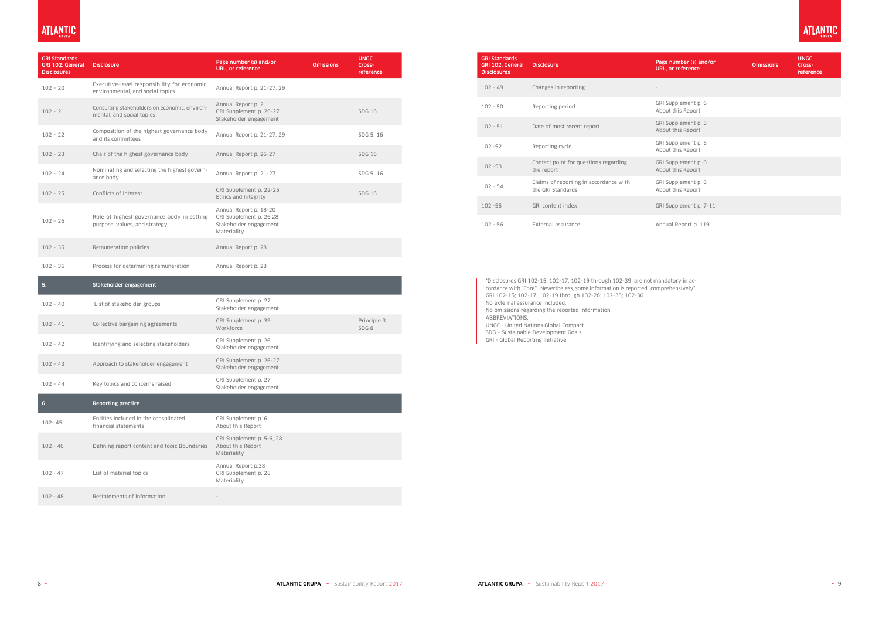| GRI Standards GRI 102: General Disclosures | Disclosure | Page number (s) and/or URL, or reference | Omissions | UNGC Cross-reference |
|---|---|---|---|---|
| 102 - 20 | Executive-level responsibility for economic, environmental, and social topics | Annual Report p. 21-27, 29 | | |
| 102 - 21 | Consulting stakeholders on economic, environmental and social topics | Annual Report p. 21<br>GRI Supplement p. 26-27<br>Stakeholder engagement | | SDG 16 |
| 102 - 22 | Composition of the highest governance body and its committees | Annual Report p. 21-27, 29 | | SDG 5, 16 |
| 102 - 23 | Chair of the highest governance body | Annual Report p. 26-27 | | SDG 16 |
| 102 - 24 | Nominating and selecting the highest governance body | Annual Report p. 21-27 | | SDG 5, 16 |
| 102 - 25 | Conflicts of interest | GRI Supplement p. 22-25<br>Ethics and Integrity | | SDG 16 |
| 102 - 26 | Role of highest governance body in setting purpose, values, and strategy | Annual Report p. 18-20<br>GRI Supplement p. 26,28<br>Stakeholder engagement<br>Materiality | | |
| 102 - 35 | Remuneration policies | Annual Report p. 28 | | |
| 102 - 36 | Process for determining remuneration | Annual Report p. 28 | | |
| **5.** | **Stakeholder engagement** | | | |
| 102 - 40 | List of stakeholder groups | GRI Supplement p. 27<br>Stakeholder engagement | | |
| 102 - 41 | Collective bargaining agreements | GRI Supplement p. 39<br>Workforce | | Principle 3<br>SDG 8 |
| 102 - 42 | Identifying and selecting stakeholders | GRI Supplement p. 26<br>Stakeholder engagement | | |
| 102 - 43 | Approach to stakeholder engagement | GRI Supplement p. 26-27<br>Stakeholder engagement | | |
| 102 - 44 | Key topics and concerns raised | GRI Supplement p. 27<br>Stakeholder engagement | | |
| **6.** | **Reporting practice** | | | |
| 102- 45 | Entities included in the consolidated financial statements | GRI Supplement p. 6<br>About this Report | | |
| 102 - 46 | Defining report content and topic Boundaries | GRI Supplement p. 5-6, 28<br>About this Report<br>Materiality | | |
| 102 - 47 | List of material topics | Annual Report p.38<br>GRI Supplement p. 28<br>Materiality | | |
| 102 - 48 | Restatements of information | - | | |
| 102 - 49 | Changes in reporting | - | | |
| 102 - 50 | Reporting period | GRI Supplement p. 6<br>About this Report | | |
| 102 - 51 | Date of most recent report | GRI Supplement p. 5<br>About this Report | | |
| 102 -52 | Reporting cycle | GRI Supplement p. 5<br>About this Report | | |
| 102 -53 | Contact point for questions regarding the report | GRI Supplement p. 6<br>About this Report | | |
| 102 - 54 | Claims of reporting in accordance with the GRI Standards | GRI Supplement p. 6<br>About this Report | | |
| 102 -55 | GRI content index | GRI Supplement p. 7-11 | | |
| 102 - 56 | External assurance | Annual Report p. 119 | | |

"Disclosures GRI 102-15, 102-17, 102-19 through 102-39 are not mandatory in accordance with "Core". Nevertheless, some information is reported "comprehensively": GRI 102-15; 102-17; 102-19 through 102-26; 102-35; 102-36
No external assurance included.
No omissions regarding the reported information.
ABBREVIATIONS:
UNGC - United Nations Global Compact
SDG – Sustainable Development Goals
GRI - Global Reporting Initiative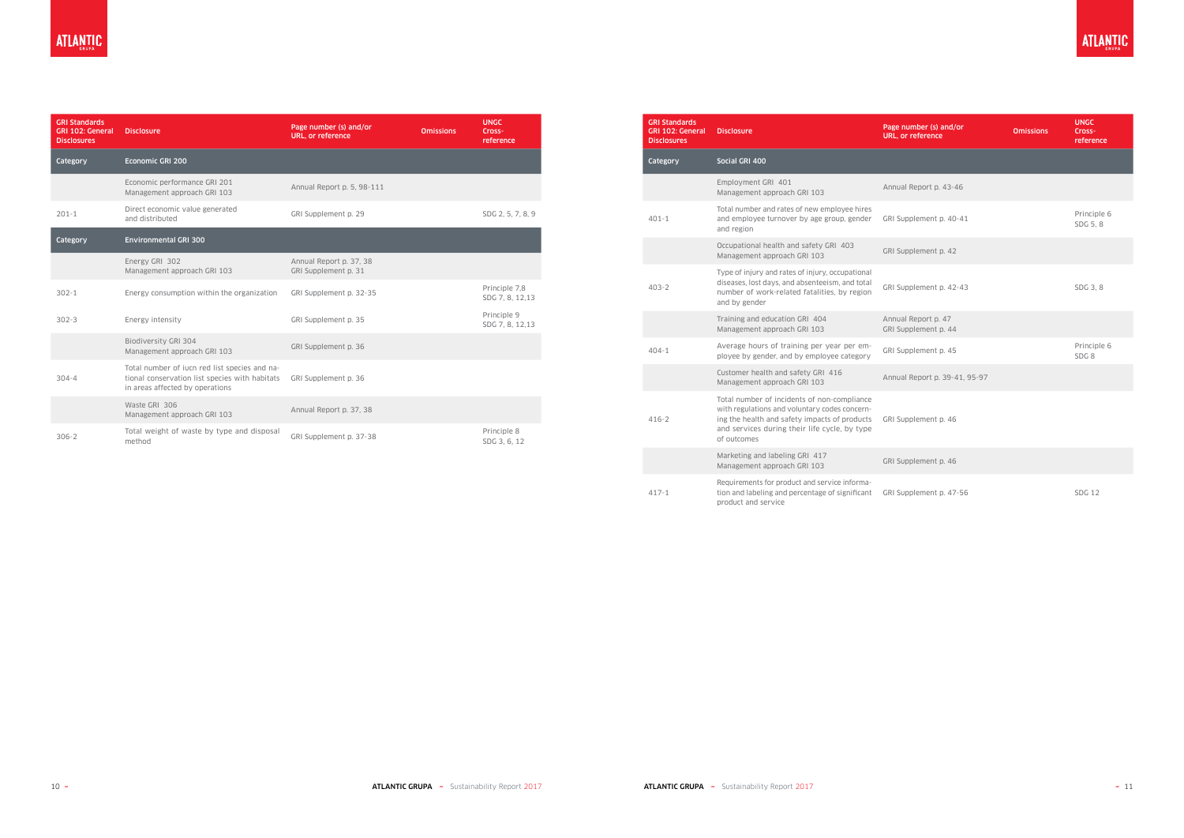| GRI Standards GRI 102: General Disclosures | Disclosure | Page number (s) and/or URL, or reference | Omissions | UNGC Cross-reference |
|---|---|---|---|---|
| Category | Economic GRI 200 | | | |
| | Economic performance GRI 201 Management approach GRI 103 | Annual Report p. 5, 98-111 | | |
| 201-1 | Direct economic value generated and distributed | GRI Supplement p. 29 | | SDG 2, 5, 7, 8, 9 |
| Category | Environmental GRI 300 | | | |
| | Energy GRI 302 Management approach GRI 103 | Annual Report p. 37, 38 GRI Supplement p. 31 | | |
| 302-1 | Energy consumption within the organization | GRI Supplement p. 32-35 | | Principle 7,8 SDG 7, 8, 12,13 |
| 302-3 | Energy intensity | GRI Supplement p. 35 | | Principle 9 SDG 7, 8, 12,13 |
| | Biodiversity GRI 304 Management approach GRI 103 | GRI Supplement p. 36 | | |
| 304-4 | Total number of iucn red list species and national conservation list species with habitats in areas affected by operations | GRI Supplement p. 36 | | |
| | Waste GRI 306 Management approach GRI 103 | Annual Report p. 37, 38 | | |
| 306-2 | Total weight of waste by type and disposal method | GRI Supplement p. 37-38 | | Principle 8 SDG 3, 6, 12 |

| GRI Standards GRI 102: General Disclosures | Disclosure | Page number (s) and/or URL, or reference | Omissions | UNGC Cross-reference |
|---|---|---|---|---|
| Category | Social GRI 400 | | | |
| | Employment GRI 401 Management approach GRI 103 | Annual Report p. 43-46 | | |
| 401-1 | Total number and rates of new employee hires and employee turnover by age group, gender and region | GRI Supplement p. 40-41 | | Principle 6 SDG 5, 8 |
| | Occupational health and safety GRI 403 Management approach GRI 103 | GRI Supplement p. 42 | | |
| 403-2 | Type of injury and rates of injury, occupational diseases, lost days, and absenteeism, and total number of work-related fatalities, by region and by gender | GRI Supplement p. 42-43 | | SDG 3, 8 |
| | Training and education GRI 404 Management approach GRI 103 | Annual Report p. 47 GRI Supplement p. 44 | | |
| 404-1 | Average hours of training per year per employee by gender, and by employee category | GRI Supplement p. 45 | | Principle 6 SDG 8 |
| | Customer health and safety GRI 416 Management approach GRI 103 | Annual Report p. 39-41, 95-97 | | |
| 416-2 | Total number of incidents of non-compliance with regulations and voluntary codes concerning the health and safety impacts of products and services during their life cycle, by type of outcomes | GRI Supplement p. 46 | | |
| | Marketing and labeling GRI 417 Management approach GRI 103 | GRI Supplement p. 46 | | |
| 417-1 | Requirements for product and service information and labeling and percentage of significant product and service | GRI Supplement p. 47-56 | | SDG 12 |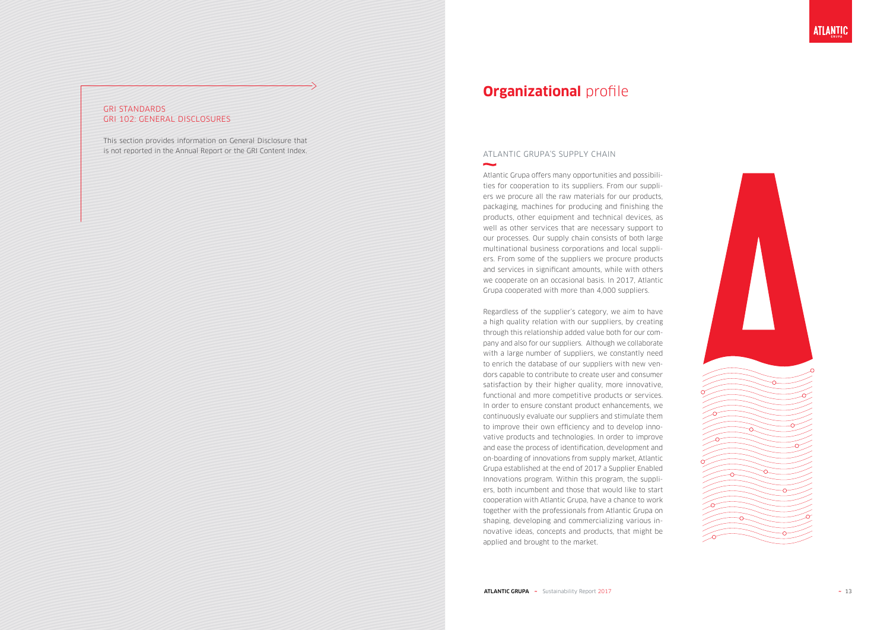GRI STANDARDS
GRI 102: GENERAL DISCLOSURES

This section provides information on General Disclosure that is not reported in the Annual Report or the GRI Content Index.

# **Organizational** profile

## ATLANTIC GRUPA'S SUPPLY CHAIN

Atlantic Grupa offers many opportunities and possibilities for cooperation to its suppliers. From our suppliers we procure all the raw materials for our products, packaging, machines for producing and finishing the products, other equipment and technical devices, as well as other services that are necessary support to our processes. Our supply chain consists of both large multinational business corporations and local suppliers. From some of the suppliers we procure products and services in significant amounts, while with others we cooperate on an occasional basis. In 2017, Atlantic Grupa cooperated with more than 4,000 suppliers.

Regardless of the supplier's category, we aim to have a high quality relation with our suppliers, by creating through this relationship added value both for our company and also for our suppliers. Although we collaborate with a large number of suppliers, we constantly need to enrich the database of our suppliers with new vendors capable to contribute to create user and consumer satisfaction by their higher quality, more innovative, functional and more competitive products or services. In order to ensure constant product enhancements, we continuously evaluate our suppliers and stimulate them to improve their own efficiency and to develop innovative products and technologies. In order to improve and ease the process of identification, development and on-boarding of innovations from supply market, Atlantic Grupa established at the end of 2017 a Supplier Enabled Innovations program. Within this program, the suppliers, both incumbent and those that would like to start cooperation with Atlantic Grupa, have a chance to work together with the professionals from Atlantic Grupa on shaping, developing and commercializing various innovative ideas, concepts and products, that might be applied and brought to the market.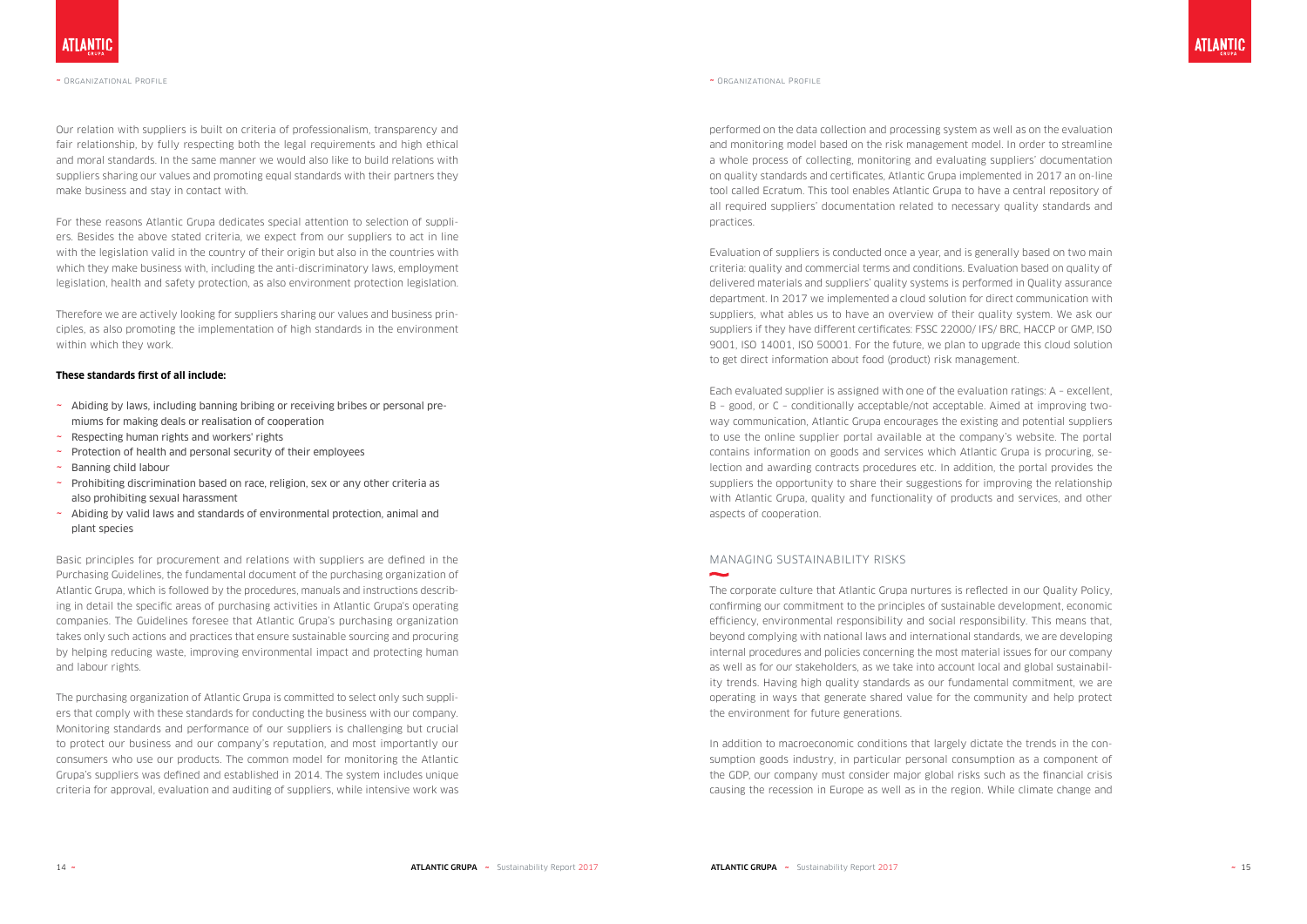Our relation with suppliers is built on criteria of professionalism, transparency and fair relationship, by fully respecting both the legal requirements and high ethical and moral standards. In the same manner we would also like to build relations with suppliers sharing our values and promoting equal standards with their partners they make business and stay in contact with.

For these reasons Atlantic Grupa dedicates special attention to selection of suppliers. Besides the above stated criteria, we expect from our suppliers to act in line with the legislation valid in the country of their origin but also in the countries with which they make business with, including the anti-discriminatory laws, employment legislation, health and safety protection, as also environment protection legislation.

Therefore we are actively looking for suppliers sharing our values and business principles, as also promoting the implementation of high standards in the environment within which they work.

**These standards first of all include:**

- Abiding by laws, including banning bribing or receiving bribes or personal premiums for making deals or realisation of cooperation
- Respecting human rights and workers' rights
- Protection of health and personal security of their employees
- Banning child labour
- Prohibiting discrimination based on race, religion, sex or any other criteria as also prohibiting sexual harassment
- Abiding by valid laws and standards of environmental protection, animal and plant species

Basic principles for procurement and relations with suppliers are defined in the Purchasing Guidelines, the fundamental document of the purchasing organization of Atlantic Grupa, which is followed by the procedures, manuals and instructions describing in detail the specific areas of purchasing activities in Atlantic Grupa's operating companies. The Guidelines foresee that Atlantic Grupa's purchasing organization takes only such actions and practices that ensure sustainable sourcing and procuring by helping reducing waste, improving environmental impact and protecting human and labour rights.

The purchasing organization of Atlantic Grupa is committed to select only such suppliers that comply with these standards for conducting the business with our company. Monitoring standards and performance of our suppliers is challenging but crucial to protect our business and our company's reputation, and most importantly our consumers who use our products. The common model for monitoring the Atlantic Grupa's suppliers was defined and established in 2014. The system includes unique criteria for approval, evaluation and auditing of suppliers, while intensive work was performed on the data collection and processing system as well as on the evaluation and monitoring model based on the risk management model. In order to streamline a whole process of collecting, monitoring and evaluating suppliers' documentation on quality standards and certificates, Atlantic Grupa implemented in 2017 an on-line tool called Ecratum. This tool enables Atlantic Grupa to have a central repository of all required suppliers' documentation related to necessary quality standards and practices.

Evaluation of suppliers is conducted once a year, and is generally based on two main criteria: quality and commercial terms and conditions. Evaluation based on quality of delivered materials and suppliers' quality systems is performed in Quality assurance department. In 2017 we implemented a cloud solution for direct communication with suppliers, what ables us to have an overview of their quality system. We ask our suppliers if they have different certificates: FSSC 22000/ IFS/ BRC, HACCP or GMP, ISO 9001, ISO 14001, ISO 50001. For the future, we plan to upgrade this cloud solution to get direct information about food (product) risk management.

Each evaluated supplier is assigned with one of the evaluation ratings: A – excellent, B – good, or C – conditionally acceptable/not acceptable. Aimed at improving two-way communication, Atlantic Grupa encourages the existing and potential suppliers to use the online supplier portal available at the company's website. The portal contains information on goods and services which Atlantic Grupa is procuring, selection and awarding contracts procedures etc. In addition, the portal provides the suppliers the opportunity to share their suggestions for improving the relationship with Atlantic Grupa, quality and functionality of products and services, and other aspects of cooperation.

## MANAGING SUSTAINABILITY RISKS

The corporate culture that Atlantic Grupa nurtures is reflected in our Quality Policy, confirming our commitment to the principles of sustainable development, economic efficiency, environmental responsibility and social responsibility. This means that, beyond complying with national laws and international standards, we are developing internal procedures and policies concerning the most material issues for our company as well as for our stakeholders, as we take into account local and global sustainability trends. Having high quality standards as our fundamental commitment, we are operating in ways that generate shared value for the community and help protect the environment for future generations.

In addition to macroeconomic conditions that largely dictate the trends in the consumption goods industry, in particular personal consumption as a component of the GDP, our company must consider major global risks such as the financial crisis causing the recession in Europe as well as in the region. While climate change and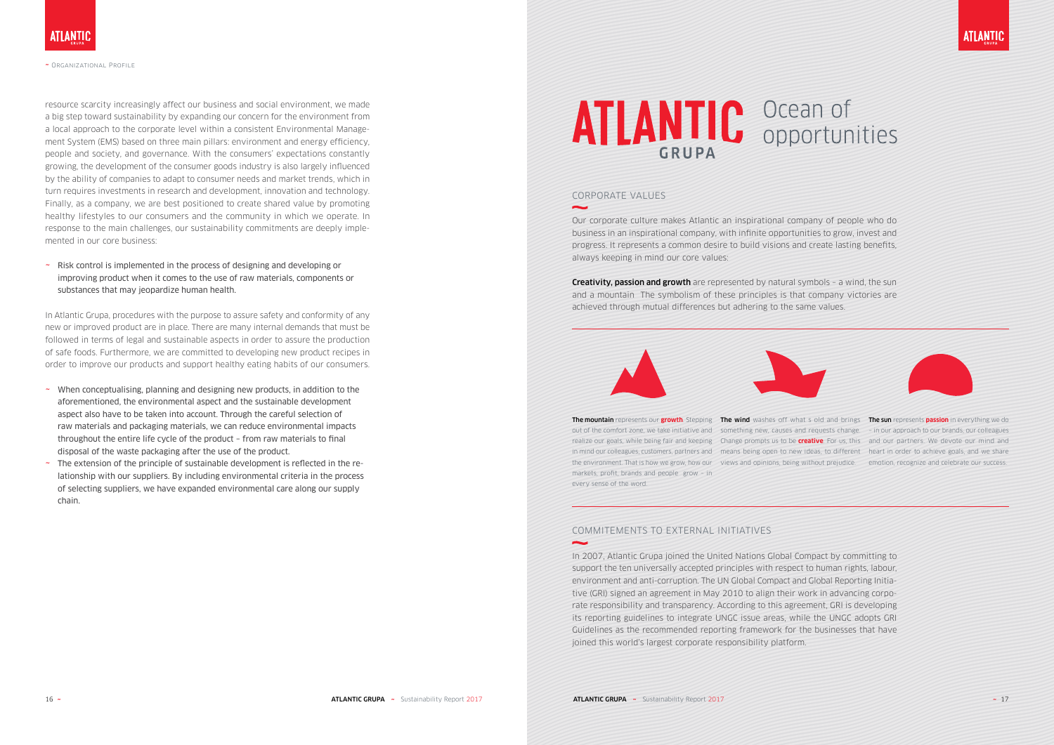resource scarcity increasingly affect our business and social environment, we made a big step toward sustainability by expanding our concern for the environment from a local approach to the corporate level within a consistent Environmental Management System (EMS) based on three main pillars: environment and energy efficiency, people and society, and governance. With the consumers' expectations constantly growing, the development of the consumer goods industry is also largely influenced by the ability of companies to adapt to consumer needs and market trends, which in turn requires investments in research and development, innovation and technology. Finally, as a company, we are best positioned to create shared value by promoting healthy lifestyles to our consumers and the community in which we operate. In response to the main challenges, our sustainability commitments are deeply implemented in our core business:

- Risk control is implemented in the process of designing and developing or improving product when it comes to the use of raw materials, components or substances that may jeopardize human health.

In Atlantic Grupa, procedures with the purpose to assure safety and conformity of any new or improved product are in place. There are many internal demands that must be followed in terms of legal and sustainable aspects in order to assure the production of safe foods. Furthermore, we are committed to developing new product recipes in order to improve our products and support healthy eating habits of our consumers.

- When conceptualising, planning and designing new products, in addition to the aforementioned, the environmental aspect and the sustainable development aspect also have to be taken into account. Through the careful selection of raw materials and packaging materials, we can reduce environmental impacts throughout the entire life cycle of the product – from raw materials to final disposal of the waste packaging after the use of the product.
- The extension of the principle of sustainable development is reflected in the relationship with our suppliers. By including environmental criteria in the process of selecting suppliers, we have expanded environmental care along our supply chain.

# ATLANTIC GRUPA Ocean of opportunities

## CORPORATE VALUES

Our corporate culture makes Atlantic an inspirational company of people who do business in an inspirational company, with infinite opportunities to grow, invest and progress. It represents a common desire to build visions and create lasting benefits, always keeping in mind our core values:

**Creativity, passion and growth** are represented by natural symbols – a wind, the sun and a mountain. The symbolism of these principles is that company victories are achieved through mutual differences but adhering to the same values.

**The mountain** represents our **growth**. Stepping out of the comfort zone, we take initiative and realize our goals, while being fair and keeping in mind our colleagues, customers, partners and the environment. That is how we grow, how our markets, profit, brands and people grow – in every sense of the word.

**The wind** washes off what s old and brings something new, causes and requests change. Change prompts us to be **creative**. For us, this means being open to new ideas, to different views and opinions, being without prejudice.

**The sun** represents **passion** in everything we do – in our approach to our brands, our colleagues and our partners. We devote our mind and heart in order to achieve goals, and we share emotion, recognize and celebrate our success.

## COMMITEMENTS TO EXTERNAL INITIATIVES

In 2007, Atlantic Grupa joined the United Nations Global Compact by committing to support the ten universally accepted principles with respect to human rights, labour, environment and anti-corruption. The UN Global Compact and Global Reporting Initiative (GRI) signed an agreement in May 2010 to align their work in advancing corporate responsibility and transparency. According to this agreement, GRI is developing its reporting guidelines to integrate UNGC issue areas, while the UNGC adopts GRI Guidelines as the recommended reporting framework for the businesses that have joined this world's largest corporate responsibility platform.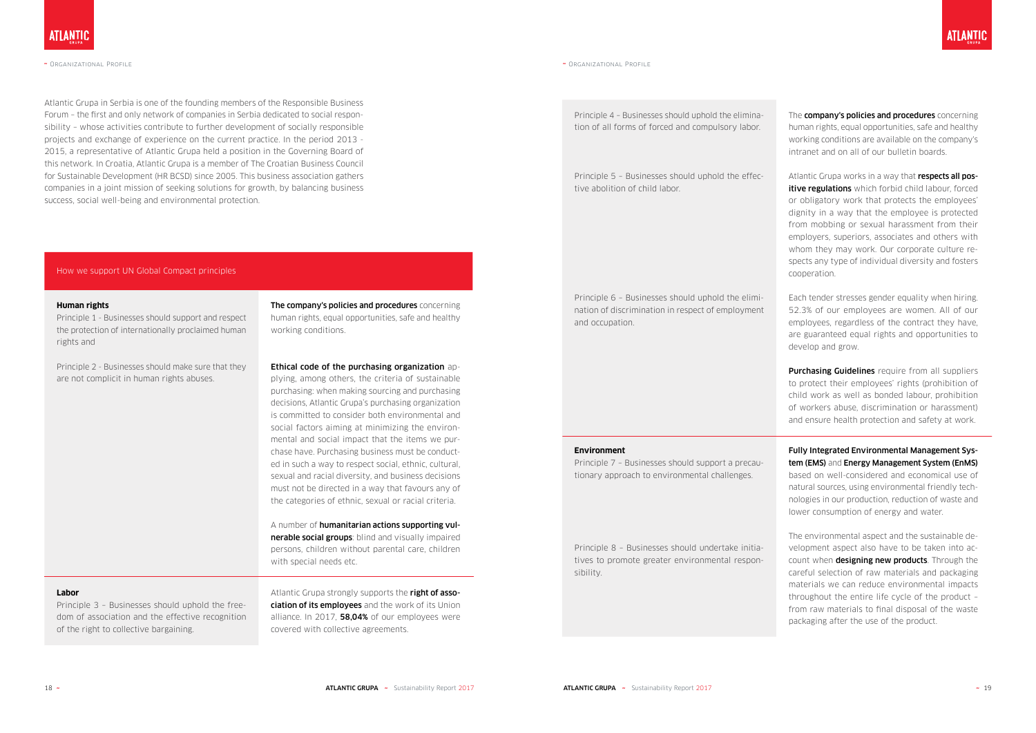Atlantic Grupa in Serbia is one of the founding members of the Responsible Business Forum – the first and only network of companies in Serbia dedicated to social responsibility – whose activities contribute to further development of socially responsible projects and exchange of experience on the current practice. In the period 2013 - 2015, a representative of Atlantic Grupa held a position in the Governing Board of this network. In Croatia, Atlantic Grupa is a member of The Croatian Business Council for Sustainable Development (HR BCSD) since 2005. This business association gathers companies in a joint mission of seeking solutions for growth, by balancing business success, social well-being and environmental protection.

## How we support UN Global Compact principles

| Principle | How we support it |
|---|---|
| **Human rights**<br>Principle 1 - Businesses should support and respect the protection of internationally proclaimed human rights and | **The company's policies and procedures** concerning human rights, equal opportunities, safe and healthy working conditions. |
| Principle 2 - Businesses should make sure that they are not complicit in human rights abuses. | **Ethical code of the purchasing organization** applying, among others, the criteria of sustainable purchasing: when making sourcing and purchasing decisions, Atlantic Grupa's purchasing organization is committed to consider both environmental and social factors aiming at minimizing the environmental and social impact that the items we purchase have. Purchasing business must be conducted in such a way to respect social, ethnic, cultural, sexual and racial diversity, and business decisions must not be directed in a way that favours any of the categories of ethnic, sexual or racial criteria.<br><br>A number of **humanitarian actions supporting vulnerable social groups**: blind and visually impaired persons, children without parental care, children with special needs etc. |
| **Labor**<br>Principle 3 – Businesses should uphold the freedom of association and the effective recognition of the right to collective bargaining. | Atlantic Grupa strongly supports the **right of association of its employees** and the work of its Union alliance. In 2017, **58,04%** of our employees were covered with collective agreements. |
| Principle 4 – Businesses should uphold the elimination of all forms of forced and compulsory labor. | The **company's policies and procedures** concerning human rights, equal opportunities, safe and healthy working conditions are available on the company's intranet and on all of our bulletin boards. |
| Principle 5 – Businesses should uphold the effective abolition of child labor. | Atlantic Grupa works in a way that **respects all positive regulations** which forbid child labour, forced or obligatory work that protects the employees' dignity in a way that the employee is protected from mobbing or sexual harassment from their employers, superiors, associates and others with whom they may work. Our corporate culture respects any type of individual diversity and fosters cooperation. |
| Principle 6 – Businesses should uphold the elimination of discrimination in respect of employment and occupation. | Each tender stresses gender equality when hiring. 52.3% of our employees are women. All of our employees, regardless of the contract they have, are guaranteed equal rights and opportunities to develop and grow.<br><br>**Purchasing Guidelines** require from all suppliers to protect their employees' rights (prohibition of child work as well as bonded labour, prohibition of workers abuse, discrimination or harassment) and ensure health protection and safety at work. |
| **Environment**<br>Principle 7 – Businesses should support a precautionary approach to environmental challenges. | **Fully Integrated Environmental Management System (EMS)** and **Energy Management System (EnMS)** based on well-considered and economical use of natural sources, using environmental friendly technologies in our production, reduction of waste and lower consumption of energy and water. |
| Principle 8 – Businesses should undertake initiatives to promote greater environmental responsibility. | The environmental aspect and the sustainable development aspect also have to be taken into account when **designing new products**. Through the careful selection of raw materials and packaging materials we can reduce environmental impacts throughout the entire life cycle of the product – from raw materials to final disposal of the waste packaging after the use of the product. |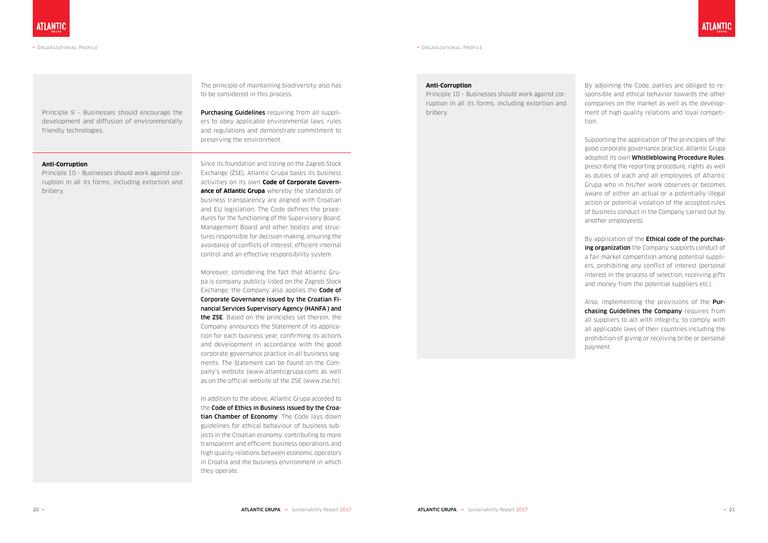Principle 9 – Businesses should encourage the development and diffusion of environmentally friendly technologies.

The principle of maintaining biodiversity also has to be considered in this process.

**Purchasing Guidelines** requiring from all suppliers to obey applicable environmental laws, rules and regulations and demonstrate commitment to preserving the environment.

**Anti-Corruption**

Principle 10 – Businesses should work against corruption in all its forms, including extortion and bribery.

Since its foundation and listing on the Zagreb Stock Exchange (ZSE), Atlantic Grupa bases its business activities on its own **Code of Corporate Governance of Atlantic Grupa** whereby the standards of business transparency are aligned with Croatian and EU legislation. The Code defines the procedures for the functioning of the Supervisory Board, Management Board and other bodies and structures responsible for decision-making, ensuring the avoidance of conflicts of interest, efficient internal control and an effective responsibility system.

Moreover, considering the fact that Atlantic Grupa is company publicly listed on the Zagreb Stock Exchange, the Company also applies the **Code of Corporate Governance issued by the Croatian Financial Services Supervisory Agency (HANFA ) and the ZSE**. Based on the principles set therein, the Company announces the Statement of its application for each business year, confirming its actions and development in accordance with the good corporate governance practice in all business segments. The Statement can be found on the Company's website (www.atlanticgrupa.com) as well as on the official website of the ZSE (www.zse.hr).

In addition to the above, Atlantic Grupa acceded to the **Code of Ethics in Business issued by the Croatian Chamber of Economy**. The Code lays down guidelines for ethical behaviour of business subjects in the Croatian economy, contributing to more transparent and efficient business operations and high quality relations between economic operators in Croatia and the business environment in which they operate.

**Anti-Corruption**

Principle 10 – Businesses should work against corruption in all its forms, including extortion and bribery.

By adjoining the Code, parties are obliged to responsible and ethical behavior towards the other companies on the market as well as the development of high quality relations and loyal competition.

Supporting the application of the principles of the good corporate governance practice, Atlantic Grupa adopted its own **Whistleblowing Procedure Rules**, prescribing the reporting procedure, rights as well as duties of each and all employees of Atlantic Grupa who in his/her work observes or becomes aware of either an actual or a potentially illegal action or potential violation of the accepted rules of business conduct in the Company carried out by another employee(s).

By application of the **Ethical code of the purchasing organization** the Company supports conduct of a fair market competition among potential suppliers, prohibiting any conflict of interest (personal interest in the process of selection, receiving gifts and money from the potential suppliers etc.).

Also, implementing the provisions of the **Purchasing Guidelines the Company** requires from all suppliers to act with integrity, to comply with all applicable laws of their countries including the prohibition of giving or receiving bribe or personal payment.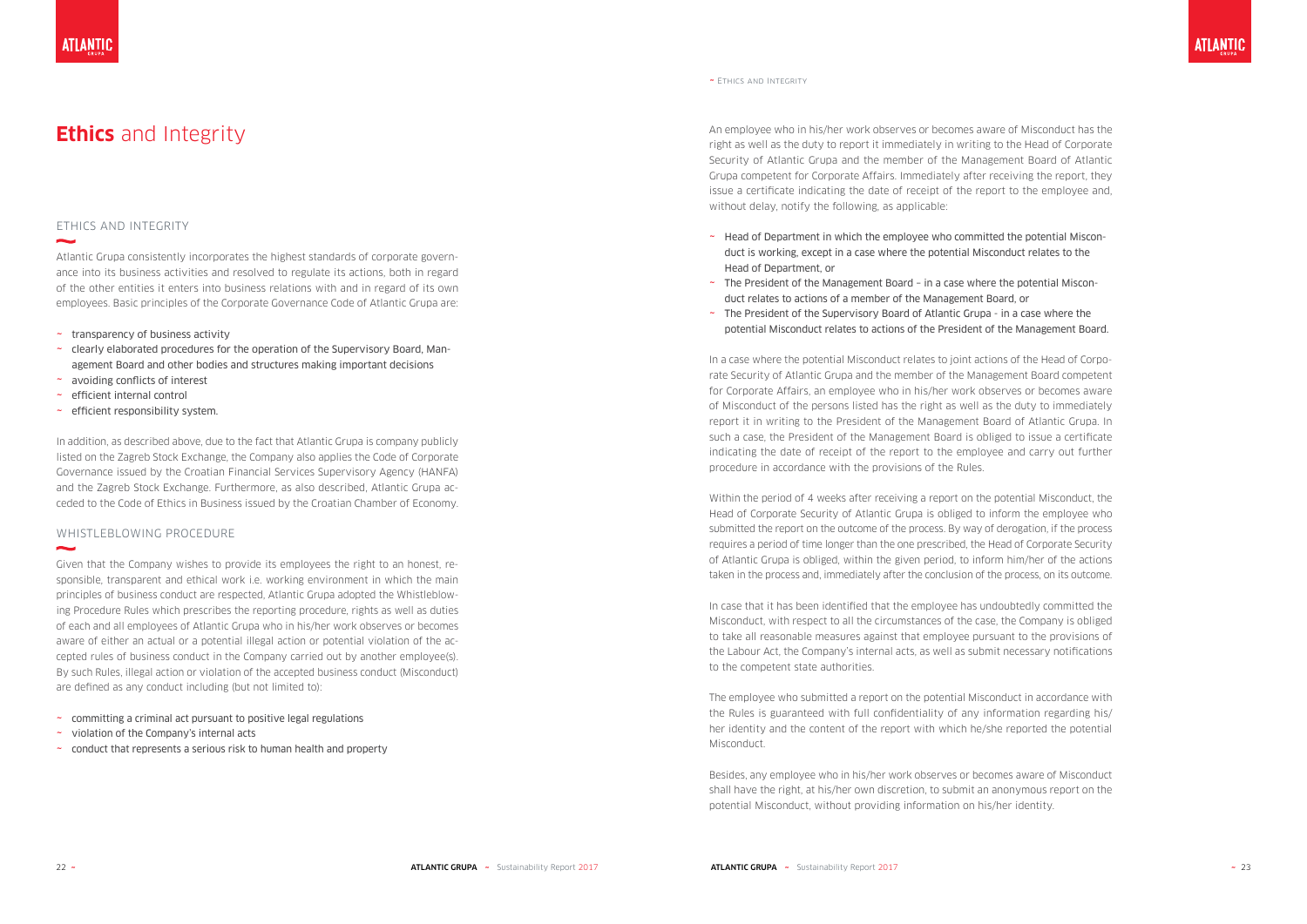# **Ethics** and Integrity

## ETHICS AND INTEGRITY

Atlantic Grupa consistently incorporates the highest standards of corporate governance into its business activities and resolved to regulate its actions, both in regard of the other entities it enters into business relations with and in regard of its own employees. Basic principles of the Corporate Governance Code of Atlantic Grupa are:

- transparency of business activity
- clearly elaborated procedures for the operation of the Supervisory Board, Management Board and other bodies and structures making important decisions
- avoiding conflicts of interest
- efficient internal control
- efficient responsibility system.

In addition, as described above, due to the fact that Atlantic Grupa is company publicly listed on the Zagreb Stock Exchange, the Company also applies the Code of Corporate Governance issued by the Croatian Financial Services Supervisory Agency (HANFA) and the Zagreb Stock Exchange. Furthermore, as also described, Atlantic Grupa acceded to the Code of Ethics in Business issued by the Croatian Chamber of Economy.

## WHISTLEBLOWING PROCEDURE

Given that the Company wishes to provide its employees the right to an honest, responsible, transparent and ethical work i.e. working environment in which the main principles of business conduct are respected, Atlantic Grupa adopted the Whistleblowing Procedure Rules which prescribes the reporting procedure, rights as well as duties of each and all employees of Atlantic Grupa who in his/her work observes or becomes aware of either an actual or a potential illegal action or potential violation of the accepted rules of business conduct in the Company carried out by another employee(s). By such Rules, illegal action or violation of the accepted business conduct (Misconduct) are defined as any conduct including (but not limited to):

- committing a criminal act pursuant to positive legal regulations
- violation of the Company's internal acts
- conduct that represents a serious risk to human health and property

An employee who in his/her work observes or becomes aware of Misconduct has the right as well as the duty to report it immediately in writing to the Head of Corporate Security of Atlantic Grupa and the member of the Management Board of Atlantic Grupa competent for Corporate Affairs. Immediately after receiving the report, they issue a certificate indicating the date of receipt of the report to the employee and, without delay, notify the following, as applicable:

- Head of Department in which the employee who committed the potential Misconduct is working, except in a case where the potential Misconduct relates to the Head of Department, or
- The President of the Management Board – in a case where the potential Misconduct relates to actions of a member of the Management Board, or
- The President of the Supervisory Board of Atlantic Grupa - in a case where the potential Misconduct relates to actions of the President of the Management Board.

In a case where the potential Misconduct relates to joint actions of the Head of Corporate Security of Atlantic Grupa and the member of the Management Board competent for Corporate Affairs, an employee who in his/her work observes or becomes aware of Misconduct of the persons listed has the right as well as the duty to immediately report it in writing to the President of the Management Board of Atlantic Grupa. In such a case, the President of the Management Board is obliged to issue a certificate indicating the date of receipt of the report to the employee and carry out further procedure in accordance with the provisions of the Rules.

Within the period of 4 weeks after receiving a report on the potential Misconduct, the Head of Corporate Security of Atlantic Grupa is obliged to inform the employee who submitted the report on the outcome of the process. By way of derogation, if the process requires a period of time longer than the one prescribed, the Head of Corporate Security of Atlantic Grupa is obliged, within the given period, to inform him/her of the actions taken in the process and, immediately after the conclusion of the process, on its outcome.

In case that it has been identified that the employee has undoubtedly committed the Misconduct, with respect to all the circumstances of the case, the Company is obliged to take all reasonable measures against that employee pursuant to the provisions of the Labour Act, the Company's internal acts, as well as submit necessary notifications to the competent state authorities.

The employee who submitted a report on the potential Misconduct in accordance with the Rules is guaranteed with full confidentiality of any information regarding his/her identity and the content of the report with which he/she reported the potential Misconduct.

Besides, any employee who in his/her work observes or becomes aware of Misconduct shall have the right, at his/her own discretion, to submit an anonymous report on the potential Misconduct, without providing information on his/her identity.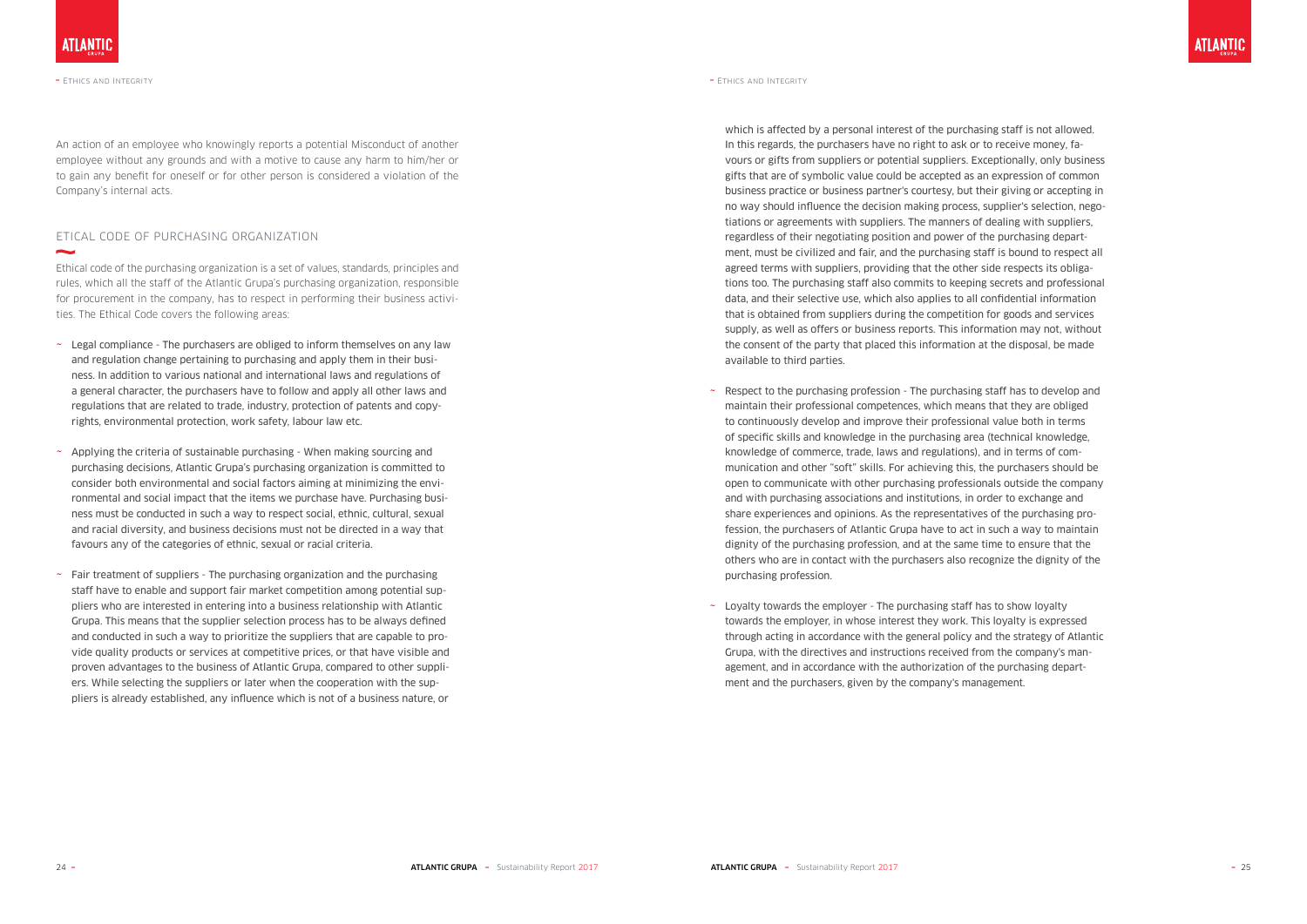An action of an employee who knowingly reports a potential Misconduct of another employee without any grounds and with a motive to cause any harm to him/her or to gain any benefit for oneself or for other person is considered a violation of the Company's internal acts.

## ETICAL CODE OF PURCHASING ORGANIZATION

Ethical code of the purchasing organization is a set of values, standards, principles and rules, which all the staff of the Atlantic Grupa's purchasing organization, responsible for procurement in the company, has to respect in performing their business activities. The Ethical Code covers the following areas:

- Legal compliance - The purchasers are obliged to inform themselves on any law and regulation change pertaining to purchasing and apply them in their business. In addition to various national and international laws and regulations of a general character, the purchasers have to follow and apply all other laws and regulations that are related to trade, industry, protection of patents and copyrights, environmental protection, work safety, labour law etc.
- Applying the criteria of sustainable purchasing - When making sourcing and purchasing decisions, Atlantic Grupa's purchasing organization is committed to consider both environmental and social factors aiming at minimizing the environmental and social impact that the items we purchase have. Purchasing business must be conducted in such a way to respect social, ethnic, cultural, sexual and racial diversity, and business decisions must not be directed in a way that favours any of the categories of ethnic, sexual or racial criteria.
- Fair treatment of suppliers - The purchasing organization and the purchasing staff have to enable and support fair market competition among potential suppliers who are interested in entering into a business relationship with Atlantic Grupa. This means that the supplier selection process has to be always defined and conducted in such a way to prioritize the suppliers that are capable to provide quality products or services at competitive prices, or that have visible and proven advantages to the business of Atlantic Grupa, compared to other suppliers. While selecting the suppliers or later when the cooperation with the suppliers is already established, any influence which is not of a business nature, or which is affected by a personal interest of the purchasing staff is not allowed. In this regards, the purchasers have no right to ask or to receive money, favours or gifts from suppliers or potential suppliers. Exceptionally, only business gifts that are of symbolic value could be accepted as an expression of common business practice or business partner's courtesy, but their giving or accepting in no way should influence the decision making process, supplier's selection, negotiations or agreements with suppliers. The manners of dealing with suppliers, regardless of their negotiating position and power of the purchasing department, must be civilized and fair, and the purchasing staff is bound to respect all agreed terms with suppliers, providing that the other side respects its obligations too. The purchasing staff also commits to keeping secrets and professional data, and their selective use, which also applies to all confidential information that is obtained from suppliers during the competition for goods and services supply, as well as offers or business reports. This information may not, without the consent of the party that placed this information at the disposal, be made available to third parties.
- Respect to the purchasing profession - The purchasing staff has to develop and maintain their professional competences, which means that they are obliged to continuously develop and improve their professional value both in terms of specific skills and knowledge in the purchasing area (technical knowledge, knowledge of commerce, trade, laws and regulations), and in terms of communication and other "soft" skills. For achieving this, the purchasers should be open to communicate with other purchasing professionals outside the company and with purchasing associations and institutions, in order to exchange and share experiences and opinions. As the representatives of the purchasing profession, the purchasers of Atlantic Grupa have to act in such a way to maintain dignity of the purchasing profession, and at the same time to ensure that the others who are in contact with the purchasers also recognize the dignity of the purchasing profession.
- Loyalty towards the employer - The purchasing staff has to show loyalty towards the employer, in whose interest they work. This loyalty is expressed through acting in accordance with the general policy and the strategy of Atlantic Grupa, with the directives and instructions received from the company's management, and in accordance with the authorization of the purchasing department and the purchasers, given by the company's management.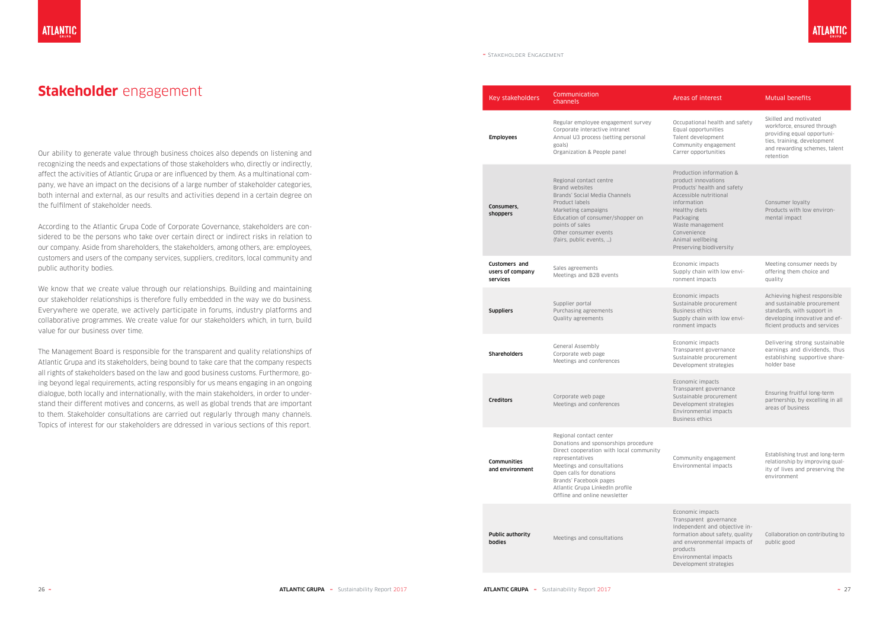# **Stakeholder** engagement

Our ability to generate value through business choices also depends on listening and recognizing the needs and expectations of those stakeholders who, directly or indirectly, affect the activities of Atlantic Grupa or are influenced by them. As a multinational company, we have an impact on the decisions of a large number of stakeholder categories, both internal and external, as our results and activities depend in a certain degree on the fulfilment of stakeholder needs.

According to the Atlantic Grupa Code of Corporate Governance, stakeholders are considered to be the persons who take over certain direct or indirect risks in relation to our company. Aside from shareholders, the stakeholders, among others, are: employees, customers and users of the company services, suppliers, creditors, local community and public authority bodies.

We know that we create value through our relationships. Building and maintaining our stakeholder relationships is therefore fully embedded in the way we do business. Everywhere we operate, we actively participate in forums, industry platforms and collaborative programmes. We create value for our stakeholders which, in turn, build value for our business over time.

The Management Board is responsible for the transparent and quality relationships of Atlantic Grupa and its stakeholders, being bound to take care that the company respects all rights of stakeholders based on the law and good business customs. Furthermore, going beyond legal requirements, acting responsibly for us means engaging in an ongoing dialogue, both locally and internationally, with the main stakeholders, in order to understand their different motives and concerns, as well as global trends that are important to them. Stakeholder consultations are carried out regularly through many channels. Topics of interest for our stakeholders are ddressed in various sections of this report.

| Key stakeholders | Communication channels | Areas of interest | Mutual benefits |
|---|---|---|---|
| **Employees** | Regular employee engagement survey<br>Corporate interactive intranet<br>Annual U3 process (setting personal goals)<br>Organization & People panel | Occupational health and safety<br>Equal opportunities<br>Talent development<br>Community engagement<br>Carrer opportunities | Skilled and motivated workforce, ensured through providing equal opportunities, training, development and rewarding schemes, talent retention |
| **Consumers, shoppers** | Regional contact centre<br>Brand websites<br>Brands' Social Media Channels<br>Product labels<br>Marketing campaigns<br>Education of consumer/shopper on points of sales<br>Other consumer events (fairs, public events, ...) | Production information & product innovations<br>Products' health and safety<br>Accessible nutritional information<br>Healthy diets<br>Packaging<br>Waste management<br>Convenience<br>Animal wellbeing<br>Preserving biodiversity | Consumer loyalty<br>Products with low environmental impact |
| **Customers and users of company services** | Sales agreements<br>Meetings and B2B events | Economic impacts<br>Supply chain with low environment impacts | Meeting consumer needs by offering them choice and quality |
| **Suppliers** | Supplier portal<br>Purchasing agreements<br>Quality agreements | Economic impacts<br>Sustainable procurement<br>Business ethics<br>Supply chain with low environment impacts | Achieving highest responsible and sustainable procurement standards, with support in developing innovative and efficient products and services |
| **Shareholders** | General Assembly<br>Corporate web page<br>Meetings and conferences | Economic impacts<br>Transparent governance<br>Sustainable procurement<br>Development strategies | Delivering strong sustainable earnings and dividends, thus establishing supportive shareholder base |
| **Creditors** | Corporate web page<br>Meetings and conferences | Economic impacts<br>Transparent governance<br>Sustainable procurement<br>Development strategies<br>Environmental impacts<br>Business ethics | Ensuring fruitful long-term partnership, by excelling in all areas of business |
| **Communities and environment** | Regional contact center<br>Donations and sponsorships procedure<br>Direct cooperation with local community representatives<br>Meetings and consultations<br>Open calls for donations<br>Brands' Facebook pages<br>Atlantic Grupa LinkedIn profile<br>Offline and online newsletter | Community engagement<br>Environmental impacts | Establishing trust and long-term relationship by improving quality of lives and preserving the environment |
| **Public authority bodies** | Meetings and consultations | Economic impacts<br>Transparent governance<br>Independent and objective information about safety, quality and environmental impacts of products<br>Environmental impacts<br>Development strategies | Collaboration on contributing to public good |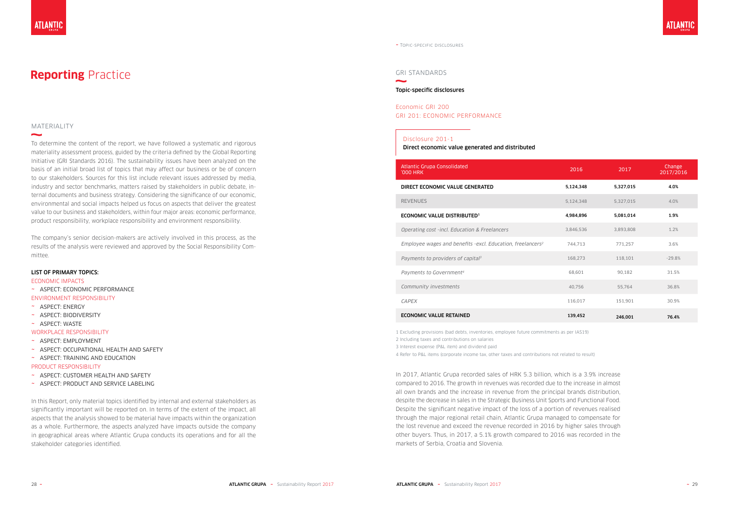# **Reporting** Practice

## MATERIALITY

To determine the content of the report, we have followed a systematic and rigorous materiality assessment process, guided by the criteria defined by the Global Reporting Initiative (GRI Standards 2016). The sustainability issues have been analyzed on the basis of an initial broad list of topics that may affect our business or be of concern to our stakeholders. Sources for this list include relevant issues addressed by media, industry and sector benchmarks, matters raised by stakeholders in public debate, internal documents and business strategy. Considering the significance of our economic, environmental and social impacts helped us focus on aspects that deliver the greatest value to our business and stakeholders, within four major areas: economic performance, product responsibility, workplace responsibility and environment responsibility.

The company's senior decision-makers are actively involved in this process, as the results of the analysis were reviewed and approved by the Social Responsibility Committee.

**LIST OF PRIMARY TOPICS:**

ECONOMIC IMPACTS
- ASPECT: ECONOMIC PERFORMANCE

ENVIRONMENT RESPONSIBILITY
- ASPECT: ENERGY
- ASPECT: BIODIVERSITY
- ASPECT: WASTE

WORKPLACE RESPONSIBILITY
- ASPECT: EMPLOYMENT
- ASPECT: OCCUPATIONAL HEALTH AND SAFETY
- ASPECT: TRAINING AND EDUCATION

PRODUCT RESPONSIBILITY
- ASPECT: CUSTOMER HEALTH AND SAFETY
- ASPECT: PRODUCT AND SERVICE LABELING

In this Report, only material topics identified by internal and external stakeholders as significantly important will be reported on. In terms of the extent of the impact, all aspects that the analysis showed to be material have impacts within the organization as a whole. Furthermore, the aspects analyzed have impacts outside the company in geographical areas where Atlantic Grupa conducts its operations and for all the stakeholder categories identified.

## GRI STANDARDS

**Topic-specific disclosures**

### Economic GRI 200
### GRI 201: ECONOMIC PERFORMANCE

Disclosure 201-1
**Direct economic value generated and distributed**

| Atlantic Grupa Consolidated '000 HRK | 2016 | 2017 | Change 2017/2016 |
|---|---|---|---|
| **DIRECT ECONOMIC VALUE GENERATED** | **5,124,348** | **5,327,015** | **4.0%** |
| REVENUES | 5,124,348 | 5,327,015 | 4.0% |
| **ECONOMIC VALUE DISTRIBUTED[1]** | **4,984,896** | **5,081,014** | **1.9%** |
| *Operating cost -incl. Education & Freelancers* | 3,846,536 | 3,893,808 | 1.2% |
| *Employee wages and benefits -excl. Education, freelancers[2]* | 744,713 | 771,257 | 3.6% |
| *Payments to providers of capital[3]* | 168,273 | 118,101 | -29.8% |
| *Payments to Government[4]* | 68,601 | 90,182 | 31.5% |
| *Community investments* | 40,756 | 55,764 | 36.8% |
| *CAPEX* | 116,017 | 151,901 | 30.9% |
| **ECONOMIC VALUE RETAINED** | **139,452** | **246,001** | **76.4%** |

1 Excluding provisions (bad debts, inventories, employee future commitments as per IAS19)
2 Including taxes and contributions on salaries
3 Interest expense (P&L item) and dividend paid
4 Refer to P&L items (corporate income tax, other taxes and contributions not related to result)

In 2017, Atlantic Grupa recorded sales of HRK 5.3 billion, which is a 3.9% increase compared to 2016. The growth in revenues was recorded due to the increase in almost all own brands and the increase in revenue from the principal brands distribution, despite the decrease in sales in the Strategic Business Unit Sports and Functional Food. Despite the significant negative impact of the loss of a portion of revenues realised through the major regional retail chain, Atlantic Grupa managed to compensate for the lost revenue and exceed the revenue recorded in 2016 by higher sales through other buyers. Thus, in 2017, a 5.1% growth compared to 2016 was recorded in the markets of Serbia, Croatia and Slovenia.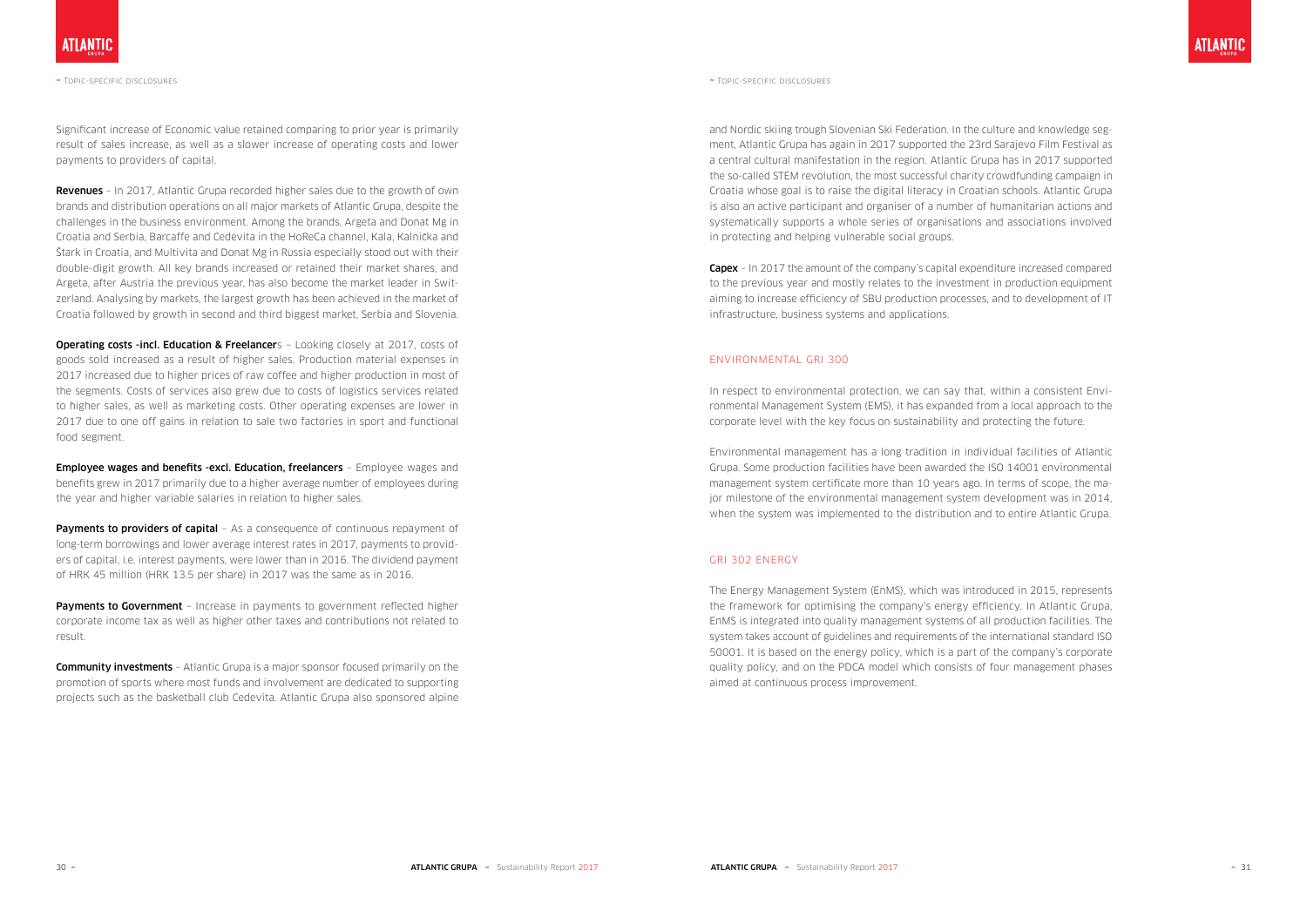Significant increase of Economic value retained comparing to prior year is primarily result of sales increase, as well as a slower increase of operating costs and lower payments to providers of capital.

**Revenues** – In 2017, Atlantic Grupa recorded higher sales due to the growth of own brands and distribution operations on all major markets of Atlantic Grupa, despite the challenges in the business environment. Among the brands, Argeta and Donat Mg in Croatia and Serbia, Barcaffe and Cedevita in the HoReCa channel, Kala, Kalnička and Štark in Croatia, and Multivita and Donat Mg in Russia especially stood out with their double-digit growth. All key brands increased or retained their market shares, and Argeta, after Austria the previous year, has also become the market leader in Switzerland. Analysing by markets, the largest growth has been achieved in the market of Croatia followed by growth in second and third biggest market, Serbia and Slovenia.

**Operating costs -incl. Education & Freelancer**s – Looking closely at 2017, costs of goods sold increased as a result of higher sales. Production material expenses in 2017 increased due to higher prices of raw coffee and higher production in most of the segments. Costs of services also grew due to costs of logistics services related to higher sales, as well as marketing costs. Other operating expenses are lower in 2017 due to one off gains in relation to sale two factories in sport and functional food segment.

**Employee wages and benefits -excl. Education, freelancers** – Employee wages and benefits grew in 2017 primarily due to a higher average number of employees during the year and higher variable salaries in relation to higher sales.

**Payments to providers of capital** – As a consequence of continuous repayment of long-term borrowings and lower average interest rates in 2017, payments to providers of capital, i.e. interest payments, were lower than in 2016. The dividend payment of HRK 45 million (HRK 13.5 per share) in 2017 was the same as in 2016.

**Payments to Government** – Increase in payments to government reflected higher corporate income tax as well as higher other taxes and contributions not related to result.

**Community investments** – Atlantic Grupa is a major sponsor focused primarily on the promotion of sports where most funds and involvement are dedicated to supporting projects such as the basketball club Cedevita. Atlantic Grupa also sponsored alpine and Nordic skiing trough Slovenian Ski Federation. In the culture and knowledge segment, Atlantic Grupa has again in 2017 supported the 23rd Sarajevo Film Festival as a central cultural manifestation in the region. Atlantic Grupa has in 2017 supported the so-called STEM revolution, the most successful charity crowdfunding campaign in Croatia whose goal is to raise the digital literacy in Croatian schools. Atlantic Grupa is also an active participant and organiser of a number of humanitarian actions and systematically supports a whole series of organisations and associations involved in protecting and helping vulnerable social groups.

**Capex** – In 2017 the amount of the company's capital expenditure increased compared to the previous year and mostly relates to the investment in production equipment aiming to increase efficiency of SBU production processes, and to development of IT infrastructure, business systems and applications.

## ENVIRONMENTAL GRI 300

In respect to environmental protection, we can say that, within a consistent Environmental Management System (EMS), it has expanded from a local approach to the corporate level with the key focus on sustainability and protecting the future.

Environmental management has a long tradition in individual facilities of Atlantic Grupa. Some production facilities have been awarded the ISO 14001 environmental management system certificate more than 10 years ago. In terms of scope, the major milestone of the environmental management system development was in 2014, when the system was implemented to the distribution and to entire Atlantic Grupa.

## GRI 302 ENERGY

The Energy Management System (EnMS), which was introduced in 2015, represents the framework for optimising the company's energy efficiency. In Atlantic Grupa, EnMS is integrated into quality management systems of all production facilities. The system takes account of guidelines and requirements of the international standard ISO 50001. It is based on the energy policy, which is a part of the company's corporate quality policy, and on the PDCA model which consists of four management phases aimed at continuous process improvement.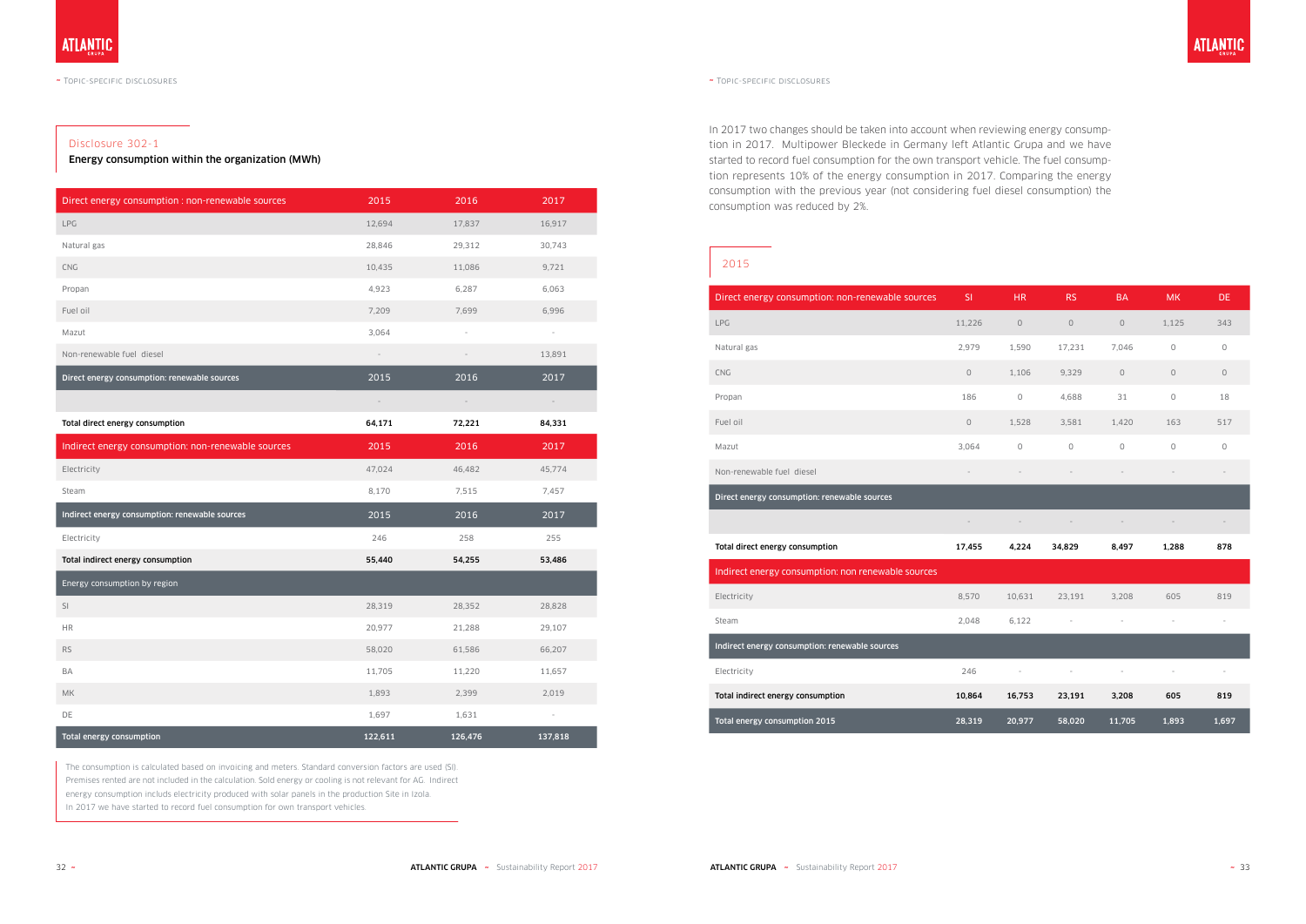## Disclosure 302-1

**Energy consumption within the organization (MWh)**

| Direct energy consumption : non-renewable sources | 2015 | 2016 | 2017 |
|---|---|---|---|
| LPG | 12,694 | 17,837 | 16,917 |
| Natural gas | 28,846 | 29,312 | 30,743 |
| CNG | 10,435 | 11,086 | 9,721 |
| Propan | 4,923 | 6,287 | 6,063 |
| Fuel oil | 7,209 | 7,699 | 6,996 |
| Mazut | 3,064 | - | - |
| Non-renewable fuel diesel | - | - | 13,891 |
| **Direct energy consumption: renewable sources** | **2015** | **2016** | **2017** |
| | - | - | - |
| **Total direct energy consumption** | **64,171** | **72,221** | **84,331** |
| **Indirect energy consumption: non-renewable sources** | **2015** | **2016** | **2017** |
| Electricity | 47,024 | 46,482 | 45,774 |
| Steam | 8,170 | 7,515 | 7,457 |
| **Indirect energy consumption: renewable sources** | **2015** | **2016** | **2017** |
| Electricity | 246 | 258 | 255 |
| **Total indirect energy consumption** | **55,440** | **54,255** | **53,486** |
| **Energy consumption by region** | | | |
| SI | 28,319 | 28,352 | 28,828 |
| HR | 20,977 | 21,288 | 29,107 |
| RS | 58,020 | 61,586 | 66,207 |
| BA | 11,705 | 11,220 | 11,657 |
| MK | 1,893 | 2,399 | 2,019 |
| DE | 1,697 | 1,631 | - |
| **Total energy consumption** | **122,611** | **126,476** | **137,818** |

The consumption is calculated based on invoicing and meters. Standard conversion factors are used (SI). Premises rented are not included in the calculation. Sold energy or cooling is not relevant for AG. Indirect energy consumption includs electricity produced with solar panels in the production Site in Izola. In 2017 we have started to record fuel consumption for own transport vehicles.

In 2017 two changes should be taken into account when reviewing energy consumption in 2017. Multipower Bleckede in Germany left Atlantic Grupa and we have started to record fuel consumption for the own transport vehicle. The fuel consumption represents 10% of the energy consumption in 2017. Comparing the energy consumption with the previous year (not considering fuel diesel consumption) the consumption was reduced by 2%.

## 2015

| Direct energy consumption: non-renewable sources | SI | HR | RS | BA | MK | DE |
|---|---|---|---|---|---|---|
| LPG | 11,226 | 0 | 0 | 0 | 1,125 | 343 |
| Natural gas | 2,979 | 1,590 | 17,231 | 7,046 | 0 | 0 |
| CNG | 0 | 1,106 | 9,329 | 0 | 0 | 0 |
| Propan | 186 | 0 | 4,688 | 31 | 0 | 18 |
| Fuel oil | 0 | 1,528 | 3,581 | 1,420 | 163 | 517 |
| Mazut | 3,064 | 0 | 0 | 0 | 0 | 0 |
| Non-renewable fuel diesel | - | - | - | - | - | - |
| **Direct energy consumption: renewable sources** | | | | | | |
| | - | - | - | - | - | - |
| **Total direct energy consumption** | **17,455** | **4,224** | **34,829** | **8,497** | **1,288** | **878** |
| **Indirect energy consumption: non renewable sources** | | | | | | |
| Electricity | 8,570 | 10,631 | 23,191 | 3,208 | 605 | 819 |
| Steam | 2,048 | 6,122 | - | - | - | - |
| **Indirect energy consumption: renewable sources** | | | | | | |
| Electricity | 246 | - | - | - | - | - |
| **Total indirect energy consumption** | **10,864** | **16,753** | **23,191** | **3,208** | **605** | **819** |
| **Total energy consumption 2015** | **28,319** | **20,977** | **58,020** | **11,705** | **1,893** | **1,697** |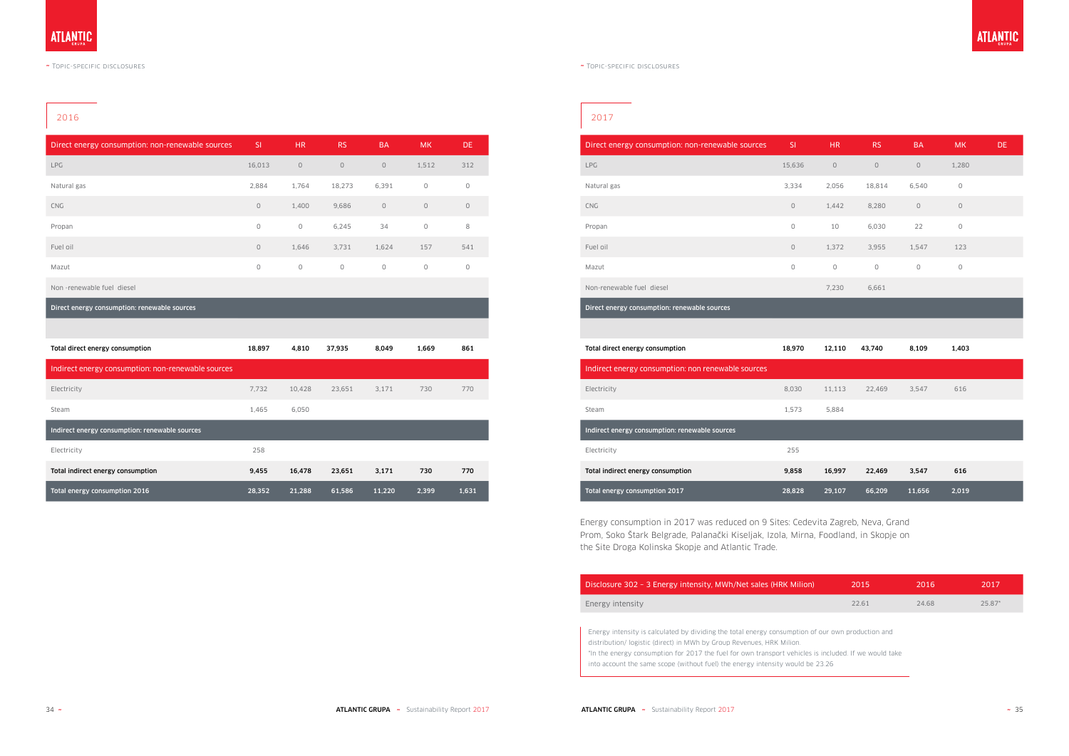## 2016

| Direct energy consumption: non-renewable sources | SI | HR | RS | BA | MK | DE |
|---|---|---|---|---|---|---|
| LPG | 16,013 | 0 | 0 | 0 | 1,512 | 312 |
| Natural gas | 2,884 | 1,764 | 18,273 | 6,391 | 0 | 0 |
| CNG | 0 | 1,400 | 9,686 | 0 | 0 | 0 |
| Propan | 0 | 0 | 6,245 | 34 | 0 | 8 |
| Fuel oil | 0 | 1,646 | 3,731 | 1,624 | 157 | 541 |
| Mazut | 0 | 0 | 0 | 0 | 0 | 0 |
| Non -renewable fuel diesel | | | | | | |
| **Direct energy consumption: renewable sources** | | | | | | |
| | | | | | | |
| **Total direct energy consumption** | **18,897** | **4,810** | **37,935** | **8,049** | **1,669** | **861** |
| **Indirect energy consumption: non-renewable sources** | | | | | | |
| Electricity | 7,732 | 10,428 | 23,651 | 3,171 | 730 | 770 |
| Steam | 1,465 | 6,050 | | | | |
| **Indirect energy consumption: renewable sources** | | | | | | |
| Electricity | 258 | | | | | |
| **Total indirect energy consumption** | **9,455** | **16,478** | **23,651** | **3,171** | **730** | **770** |
| **Total energy consumption 2016** | **28,352** | **21,288** | **61,586** | **11,220** | **2,399** | **1,631** |

## 2017

| Direct energy consumption: non-renewable sources | SI | HR | RS | BA | MK | DE |
|---|---|---|---|---|---|---|
| LPG | 15,636 | 0 | 0 | 0 | 1,280 | |
| Natural gas | 3,334 | 2,056 | 18,814 | 6,540 | 0 | |
| CNG | 0 | 1,442 | 8,280 | 0 | 0 | |
| Propan | 0 | 10 | 6,030 | 22 | 0 | |
| Fuel oil | 0 | 1,372 | 3,955 | 1,547 | 123 | |
| Mazut | 0 | 0 | 0 | 0 | 0 | |
| Non-renewable fuel diesel | | 7,230 | 6,661 | | | |
| **Direct energy consumption: renewable sources** | | | | | | |
| | | | | | | |
| **Total direct energy consumption** | **18,970** | **12,110** | **43,740** | **8,109** | **1,403** | |
| **Indirect energy consumption: non renewable sources** | | | | | | |
| Electricity | 8,030 | 11,113 | 22,469 | 3,547 | 616 | |
| Steam | 1,573 | 5,884 | | | | |
| **Indirect energy consumption: renewable sources** | | | | | | |
| Electricity | 255 | | | | | |
| **Total indirect energy consumption** | **9,858** | **16,997** | **22,469** | **3,547** | **616** | |
| **Total energy consumption 2017** | **28,828** | **29,107** | **66,209** | **11,656** | **2,019** | |

Energy consumption in 2017 was reduced on 9 Sites: Cedevita Zagreb, Neva, Grand Prom, Soko Štark Belgrade, Palanački Kiseljak, Izola, Mirna, Foodland, in Skopje on the Site Droga Kolinska Skopje and Atlantic Trade.

| Disclosure 302 – 3 Energy intensity, MWh/Net sales (HRK Milion) | 2015 | 2016 | 2017 |
|---|---|---|---|
| Energy intensity | 22.61 | 24.68 | 25.87* |

Energy intensity is calculated by dividing the total energy consumption of our own production and distribution/ logistic (direct) in MWh by Group Revenues, HRK Milion.
*In the energy consumption for 2017 the fuel for own transport vehicles is included. If we would take into account the same scope (without fuel) the energy intensity would be 23.26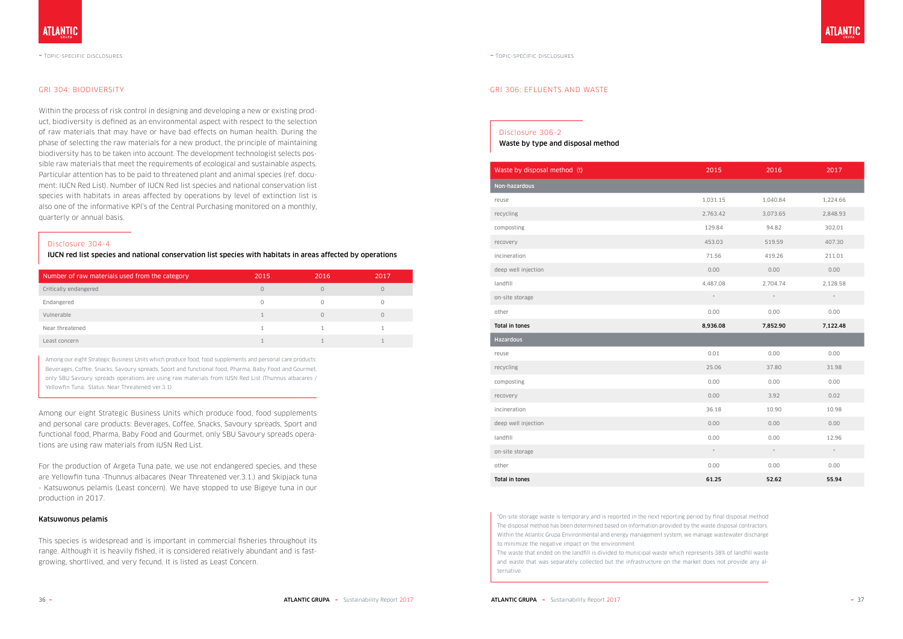## GRI 304: BIODIVERSITY

Within the process of risk control in designing and developing a new or existing product, biodiversity is defined as an environmental aspect with respect to the selection of raw materials that may have or have bad effects on human health. During the phase of selecting the raw materials for a new product, the principle of maintaining biodiversity has to be taken into account. The development technologist selects possible raw materials that meet the requirements of ecological and sustainable aspects. Particular attention has to be paid to threatened plant and animal species (ref. document: IUCN Red List). Number of IUCN Red list species and national conservation list species with habitats in areas affected by operations by level of extinction list is also one of the informative KPI's of the Central Purchasing monitored on a monthly, quarterly or annual basis.

### Disclosure 304-4

**IUCN red list species and national conservation list species with habitats in areas affected by operations**

| Number of raw materials used from the category | 2015 | 2016 | 2017 |
|---|---|---|---|
| Critically endangered | 0 | 0 | 0 |
| Endangered | 0 | 0 | 0 |
| Vulnerable | 1 | 0 | 0 |
| Near threatened | 1 | 1 | 1 |
| Least concern | 1 | 1 | 1 |

Among our eight Strategic Business Units which produce food, food supplements and personal care products: Beverages, Coffee, Snacks, Savoury spreads, Sport and functional food, Pharma, Baby Food and Gourmet, only SBU Savoury spreads operations are using raw materials from IUSN Red List (Thunnus albacares / Yellowfin Tuna; Status: Near Threatened ver.3.1).

Among our eight Strategic Business Units which produce food, food supplements and personal care products: Beverages, Coffee, Snacks, Savoury spreads, Sport and functional food, Pharma, Baby Food and Gourmet, only SBU Savoury spreads operations are using raw materials from IUSN Red List.

For the production of Argeta Tuna pate, we use not endangered species, and these are Yellowfin tuna -Thunnus albacares (Near Threatened ver.3.1.) and Skipjack tuna - Katsuwonus pelamis (Least concern). We have stopped to use Bigeye tuna in our production in 2017.

**Katsuwonus pelamis**

This species is widespread and is important in commercial fisheries throughout its range. Although it is heavily fished, it is considered relatively abundant and is fast-growing, shortlived, and very fecund. It is listed as Least Concern.

## GRI 306: EFLUENTS AND WASTE

### Disclosure 306-2

**Waste by type and disposal method**

| Waste by disposal method (t) | 2015 | 2016 | 2017 |
|---|---|---|---|
| **Non-hazardous** | | | |
| reuse | 1,031.15 | 1,040.84 | 1,224.66 |
| recycling | 2,763.42 | 3,073.65 | 2,848.93 |
| composting | 129.84 | 94.82 | 302.01 |
| recovery | 453.03 | 519.59 | 407.30 |
| incineration | 71.56 | 419.26 | 211.01 |
| deep well injection | 0.00 | 0.00 | 0.00 |
| landfill | 4,487.08 | 2,704.74 | 2,128.58 |
| on-site storage | * | * | * |
| other | 0.00 | 0.00 | 0.00 |
| **Total in tones** | **8,936.08** | **7,852.90** | **7,122.48** |
| **Hazardous** | | | |
| reuse | 0.01 | 0.00 | 0.00 |
| recycling | 25.06 | 37.80 | 31.98 |
| composting | 0.00 | 0.00 | 0.00 |
| recovery | 0.00 | 3.92 | 0.02 |
| incineration | 36.18 | 10.90 | 10.98 |
| deep well injection | 0.00 | 0.00 | 0.00 |
| landfill | 0.00 | 0.00 | 12.96 |
| on-site storage | * | * | * |
| other | 0.00 | 0.00 | 0.00 |
| **Total in tones** | **61.25** | **52.62** | **55.94** |

*On-site storage waste is temporary and is reported in the next reporting period by final disposal method
The disposal method has been determined based on information provided by the waste disposal contractors.
Within the Atlantic Grupa Environmental and energy management system, we manage wastewater discharge to minimize the negative impact on the environment.
The waste that ended on the landfill is divided to municipal waste which represents 38% of landfill waste and waste that was separately collected but the infrastructure on the market does not provide any alternative.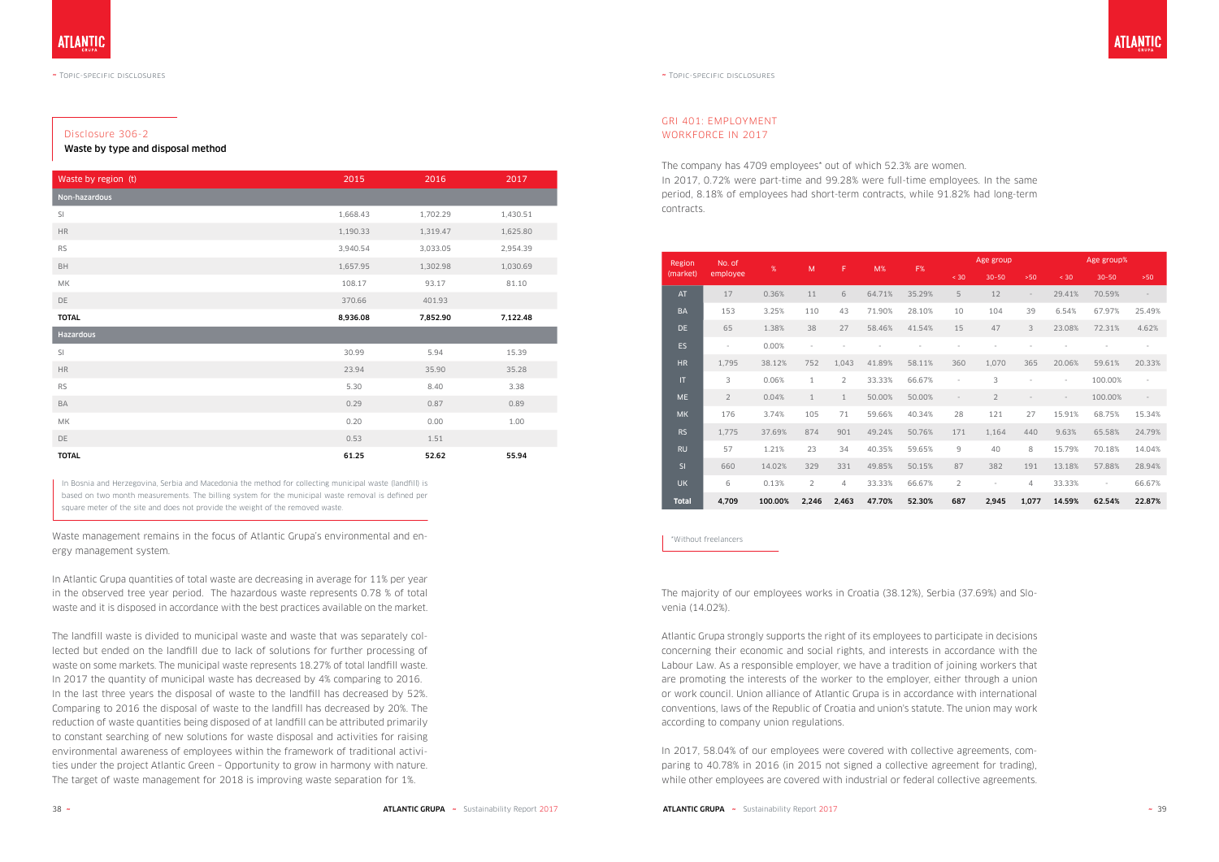## Disclosure 306-2

**Waste by type and disposal method**

| Waste by region (t) | 2015 | 2016 | 2017 |
|---|---|---|---|
| **Non-hazardous** | | | |
| SI | 1,668.43 | 1,702.29 | 1,430.51 |
| HR | 1,190.33 | 1,319.47 | 1,625.80 |
| RS | 3,940.54 | 3,033.05 | 2,954.39 |
| BH | 1,657.95 | 1,302.98 | 1,030.69 |
| MK | 108.17 | 93.17 | 81.10 |
| DE | 370.66 | 401.93 | |
| **TOTAL** | **8,936.08** | **7,852.90** | **7,122.48** |
| **Hazardous** | | | |
| SI | 30.99 | 5.94 | 15.39 |
| HR | 23.94 | 35.90 | 35.28 |
| RS | 5.30 | 8.40 | 3.38 |
| BA | 0.29 | 0.87 | 0.89 |
| MK | 0.20 | 0.00 | 1.00 |
| DE | 0.53 | 1.51 | |
| **TOTAL** | **61.25** | **52.62** | **55.94** |

In Bosnia and Herzegovina, Serbia and Macedonia the method for collecting municipal waste (landfill) is based on two month measurements. The billing system for the municipal waste removal is defined per square meter of the site and does not provide the weight of the removed waste.

Waste management remains in the focus of Atlantic Grupa's environmental and energy management system.

In Atlantic Grupa quantities of total waste are decreasing in average for 11% per year in the observed tree year period. The hazardous waste represents 0.78 % of total waste and it is disposed in accordance with the best practices available on the market.

The landfill waste is divided to municipal waste and waste that was separately collected but ended on the landfill due to lack of solutions for further processing of waste on some markets. The municipal waste represents 18.27% of total landfill waste. In 2017 the quantity of municipal waste has decreased by 4% comparing to 2016. In the last three years the disposal of waste to the landfill has decreased by 52%. Comparing to 2016 the disposal of waste to the landfill has decreased by 20%. The reduction of waste quantities being disposed of at landfill can be attributed primarily to constant searching of new solutions for waste disposal and activities for raising environmental awareness of employees within the framework of traditional activities under the project Atlantic Green – Opportunity to grow in harmony with nature. The target of waste management for 2018 is improving waste separation for 1%.

## GRI 401: EMPLOYMENT WORKFORCE IN 2017

The company has 4709 employees* out of which 52.3% are women.
In 2017, 0.72% were part-time and 99.28% were full-time employees. In the same period, 8.18% of employees had short-term contracts, while 91.82% had long-term contracts.

| Region (market) | No. of employee | % | M | F | M% | F% | Age group | | | Age group% | | |
|---|---|---|---|---|---|---|---|---|---|---|---|---|
| | | | | | | | < 30 | 30-50 | >50 | < 30 | 30-50 | >50 |
| AT | 17 | 0.36% | 11 | 6 | 64.71% | 35.29% | 5 | 12 | - | 29.41% | 70.59% | - |
| BA | 153 | 3.25% | 110 | 43 | 71.90% | 28.10% | 10 | 104 | 39 | 6.54% | 67.97% | 25.49% |
| DE | 65 | 1.38% | 38 | 27 | 58.46% | 41.54% | 15 | 47 | 3 | 23.08% | 72.31% | 4.62% |
| ES | - | 0.00% | - | - | - | - | - | - | - | - | - | - |
| HR | 1,795 | 38.12% | 752 | 1,043 | 41.89% | 58.11% | 360 | 1,070 | 365 | 20.06% | 59.61% | 20.33% |
| IT | 3 | 0.06% | 1 | 2 | 33.33% | 66.67% | - | 3 | - | - | 100.00% | - |
| ME | 2 | 0.04% | 1 | 1 | 50.00% | 50.00% | - | 2 | - | - | 100.00% | - |
| MK | 176 | 3.74% | 105 | 71 | 59.66% | 40.34% | 28 | 121 | 27 | 15.91% | 68.75% | 15.34% |
| RS | 1,775 | 37.69% | 874 | 901 | 49.24% | 50.76% | 171 | 1,164 | 440 | 9.63% | 65.58% | 24.79% |
| RU | 57 | 1.21% | 23 | 34 | 40.35% | 59.65% | 9 | 40 | 8 | 15.79% | 70.18% | 14.04% |
| SI | 660 | 14.02% | 329 | 331 | 49.85% | 50.15% | 87 | 382 | 191 | 13.18% | 57.88% | 28.94% |
| UK | 6 | 0.13% | 2 | 4 | 33.33% | 66.67% | 2 | - | 4 | 33.33% | - | 66.67% |
| **Total** | **4,709** | **100.00%** | **2,246** | **2,463** | **47.70%** | **52.30%** | **687** | **2,945** | **1,077** | **14.59%** | **62.54%** | **22.87%** |

*Without freelancers

The majority of our employees works in Croatia (38.12%), Serbia (37.69%) and Slovenia (14.02%).

Atlantic Grupa strongly supports the right of its employees to participate in decisions concerning their economic and social rights, and interests in accordance with the Labour Law. As a responsible employer, we have a tradition of joining workers that are promoting the interests of the worker to the employer, either through a union or work council. Union alliance of Atlantic Grupa is in accordance with international conventions, laws of the Republic of Croatia and union's statute. The union may work according to company union regulations.

In 2017, 58.04% of our employees were covered with collective agreements, comparing to 40.78% in 2016 (in 2015 not signed a collective agreement for trading), while other employees are covered with industrial or federal collective agreements.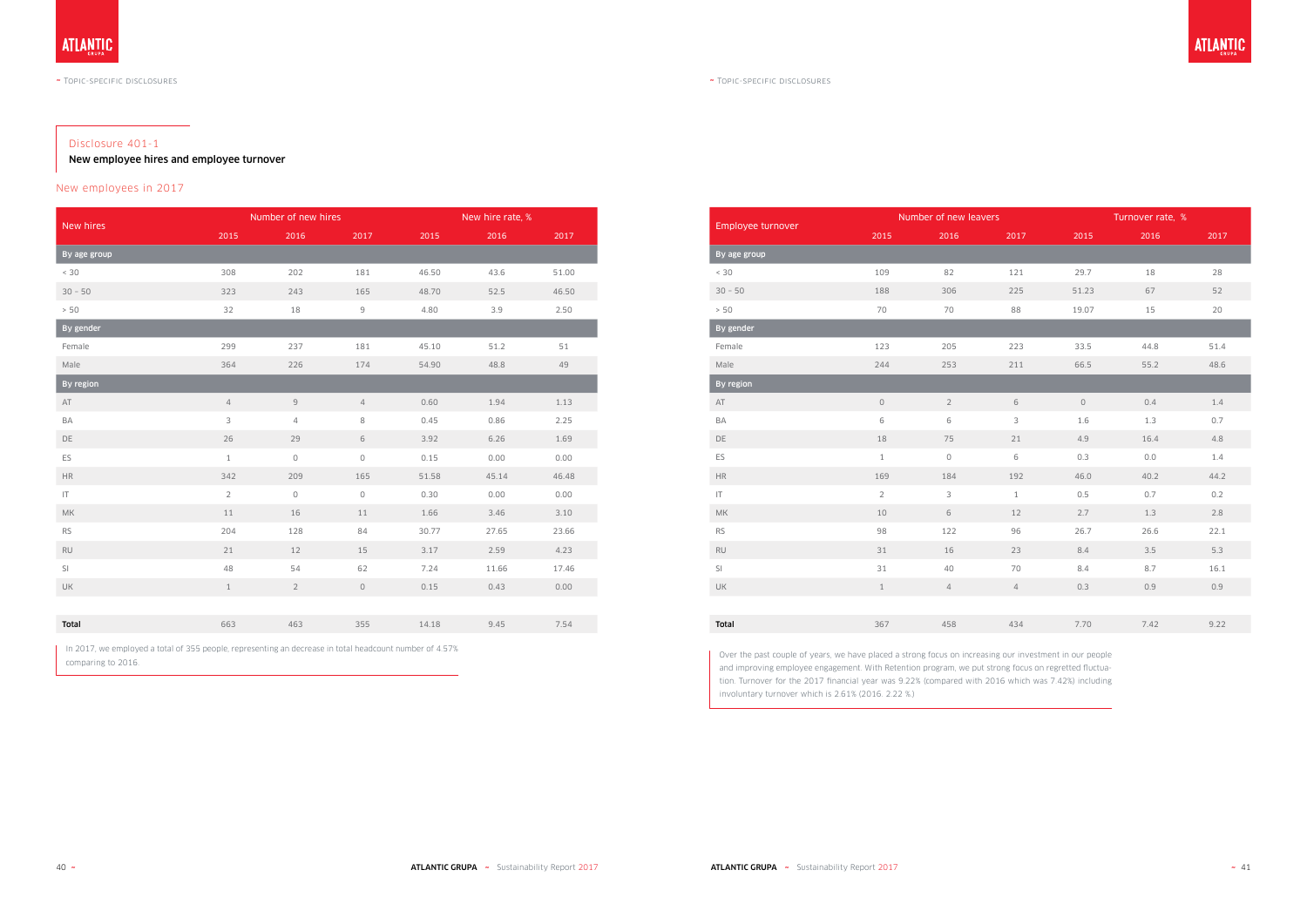## Disclosure 401-1

**New employee hires and employee turnover**

### New employees in 2017

| New hires | Number of new hires | | | New hire rate, % | | |
|---|---|---|---|---|---|---|
| | 2015 | 2016 | 2017 | 2015 | 2016 | 2017 |
| **By age group** | | | | | | |
| < 30 | 308 | 202 | 181 | 46.50 | 43.6 | 51.00 |
| 30 – 50 | 323 | 243 | 165 | 48.70 | 52.5 | 46.50 |
| > 50 | 32 | 18 | 9 | 4.80 | 3.9 | 2.50 |
| **By gender** | | | | | | |
| Female | 299 | 237 | 181 | 45.10 | 51.2 | 51 |
| Male | 364 | 226 | 174 | 54.90 | 48.8 | 49 |
| **By region** | | | | | | |
| AT | 4 | 9 | 4 | 0.60 | 1.94 | 1.13 |
| BA | 3 | 4 | 8 | 0.45 | 0.86 | 2.25 |
| DE | 26 | 29 | 6 | 3.92 | 6.26 | 1.69 |
| ES | 1 | 0 | 0 | 0.15 | 0.00 | 0.00 |
| HR | 342 | 209 | 165 | 51.58 | 45.14 | 46.48 |
| IT | 2 | 0 | 0 | 0.30 | 0.00 | 0.00 |
| MK | 11 | 16 | 11 | 1.66 | 3.46 | 3.10 |
| RS | 204 | 128 | 84 | 30.77 | 27.65 | 23.66 |
| RU | 21 | 12 | 15 | 3.17 | 2.59 | 4.23 |
| SI | 48 | 54 | 62 | 7.24 | 11.66 | 17.46 |
| UK | 1 | 2 | 0 | 0.15 | 0.43 | 0.00 |
| **Total** | 663 | 463 | 355 | 14.18 | 9.45 | 7.54 |

In 2017, we employed a total of 355 people, representing an decrease in total headcount number of 4.57% comparing to 2016.

| Employee turnover | Number of new leavers | | | Turnover rate, % | | |
|---|---|---|---|---|---|---|
| | 2015 | 2016 | 2017 | 2015 | 2016 | 2017 |
| **By age group** | | | | | | |
| < 30 | 109 | 82 | 121 | 29.7 | 18 | 28 |
| 30 – 50 | 188 | 306 | 225 | 51.23 | 67 | 52 |
| > 50 | 70 | 70 | 88 | 19.07 | 15 | 20 |
| **By gender** | | | | | | |
| Female | 123 | 205 | 223 | 33.5 | 44.8 | 51.4 |
| Male | 244 | 253 | 211 | 66.5 | 55.2 | 48.6 |
| **By region** | | | | | | |
| AT | 0 | 2 | 6 | 0 | 0.4 | 1.4 |
| BA | 6 | 6 | 3 | 1.6 | 1.3 | 0.7 |
| DE | 18 | 75 | 21 | 4.9 | 16.4 | 4.8 |
| ES | 1 | 0 | 6 | 0.3 | 0.0 | 1.4 |
| HR | 169 | 184 | 192 | 46.0 | 40.2 | 44.2 |
| IT | 2 | 3 | 1 | 0.5 | 0.7 | 0.2 |
| MK | 10 | 6 | 12 | 2.7 | 1.3 | 2.8 |
| RS | 98 | 122 | 96 | 26.7 | 26.6 | 22.1 |
| RU | 31 | 16 | 23 | 8.4 | 3.5 | 5.3 |
| SI | 31 | 40 | 70 | 8.4 | 8.7 | 16.1 |
| UK | 1 | 4 | 4 | 0.3 | 0.9 | 0.9 |
| **Total** | 367 | 458 | 434 | 7.70 | 7.42 | 9.22 |

Over the past couple of years, we have placed a strong focus on increasing our investment in our people and improving employee engagement. With Retention program, we put strong focus on regretted fluctuation. Turnover for the 2017 financial year was 9.22% (compared with 2016 which was 7.42%) including involuntary turnover which is 2.61% (2016. 2.22 %.)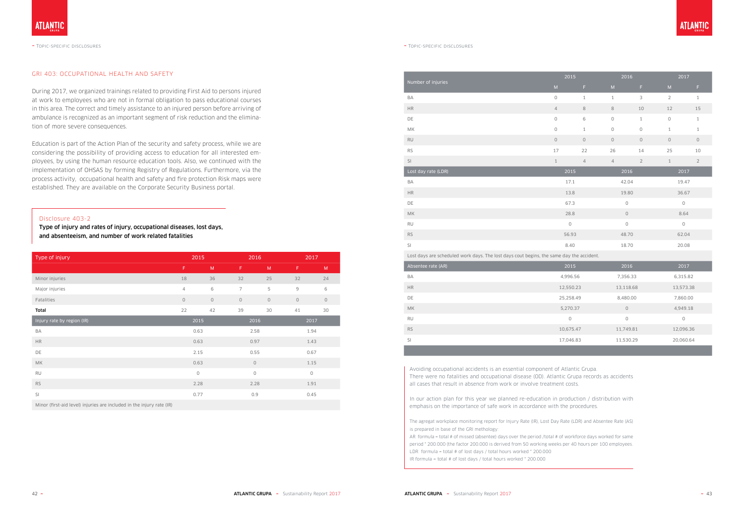## GRI 403: OCCUPATIONAL HEALTH AND SAFETY

During 2017, we organized trainings related to providing First Aid to persons injured at work to employees who are not in formal obligation to pass educational courses in this area. The correct and timely assistance to an injured person before arriving of ambulance is recognized as an important segment of risk reduction and the elimination of more severe consequences.

Education is part of the Action Plan of the security and safety process, while we are considering the possibility of providing access to education for all interested employees, by using the human resource education tools. Also, we continued with the implementation of OHSAS by forming Registry of Regulations. Furthermore, via the process activity, occupational health and safety and fire protection Risk maps were established. They are available on the Corporate Security Business portal.

### Disclosure 403-2

**Type of injury and rates of injury, occupational diseases, lost days, and absenteeism, and number of work related fatalities**

| Type of injury | 2015 | | 2016 | | 2017 | |
|---|---|---|---|---|---|---|
| | F | M | F | M | F | M |
| Minor injuries | 18 | 36 | 32 | 25 | 32 | 24 |
| Major injuries | 4 | 6 | 7 | 5 | 9 | 6 |
| Fatalities | 0 | 0 | 0 | 0 | 0 | 0 |
| **Total** | 22 | 42 | 39 | 30 | 41 | 30 |
| Injury rate by region (IR) | 2015 | | 2016 | | 2017 | |
| BA | 0.63 | | 2.58 | | 1.94 | |
| HR | 0.63 | | 0.97 | | 1.43 | |
| DE | 2.15 | | 0.55 | | 0.67 | |
| MK | 0.63 | | 0 | | 1.15 | |
| RU | 0 | | 0 | | 0 | |
| RS | 2.28 | | 2.28 | | 1.91 | |
| SI | 0.77 | | 0.9 | | 0.45 | |

Minor (first-aid level) injuries are included in the injury rate (IR)

| Number of injuries | 2015 | | 2016 | | 2017 | |
|---|---|---|---|---|---|---|
| | M | F | M | F | M | F |
| BA | 0 | 1 | 1 | 3 | 2 | 1 |
| HR | 4 | 8 | 8 | 10 | 12 | 15 |
| DE | 0 | 6 | 0 | 1 | 0 | 1 |
| MK | 0 | 1 | 0 | 0 | 1 | 1 |
| RU | 0 | 0 | 0 | 0 | 0 | 0 |
| RS | 17 | 22 | 26 | 14 | 25 | 10 |
| SI | 1 | 4 | 4 | 2 | 1 | 2 |
| Lost day rate (LDR) | 2015 | | 2016 | | 2017 | |
| BA | 17.1 | | 42.04 | | 19.47 | |
| HR | 13.8 | | 19.80 | | 36.67 | |
| DE | 67.3 | | 0 | | 0 | |
| MK | 28.8 | | 0 | | 8.64 | |
| RU | 0 | | 0 | | 0 | |
| RS | 56.93 | | 48.70 | | 62.04 | |
| SI | 8.40 | | 18.70 | | 20.08 | |

Lost days are scheduled work days. The lost days cout begins, the same day the accident.

| Absentee rate (AR) | 2015 | 2016 | 2017 |
|---|---|---|---|
| BA | 4,996.56 | 7,356.33 | 6,315.82 |
| HR | 12,550.23 | 13,118.68 | 13,573.38 |
| DE | 25,258.49 | 8,480.00 | 7,860.00 |
| MK | 5,270.37 | 0 | 4,949.18 |
| RU | 0 | 0 | 0 |
| RS | 10,675.47 | 11,749.81 | 12,096.36 |
| SI | 17,046.83 | 11,530.29 | 20,060.64 |

Avoiding occupational accidents is an essential component of Atlantic Grupa. There were no fatalities and occupational disease (OD). Atlantic Grupa records as accidents all cases that result in absence from work or involve treatment costs.

In our action plan for this year we planned re-education in production / distribution with emphasis on the importance of safe work in accordance with the procedures.

The agregat workplace monitoring report for Injury Rate (IR), Lost Day Rate (LDR) and Absentee Rate (AS) is prepared in base of the GRI methology:

AR formula = total # of missed (absentee) days over the period /total # of workforce days worked for same period * 200.000 (the factor 200.000 is derived from 50 working weeks per 40 hours per 100 employees.

LDR formula = total # of lost days / total hours worked * 200.000

IR formula = total # of lost days / total hours worked * 200.000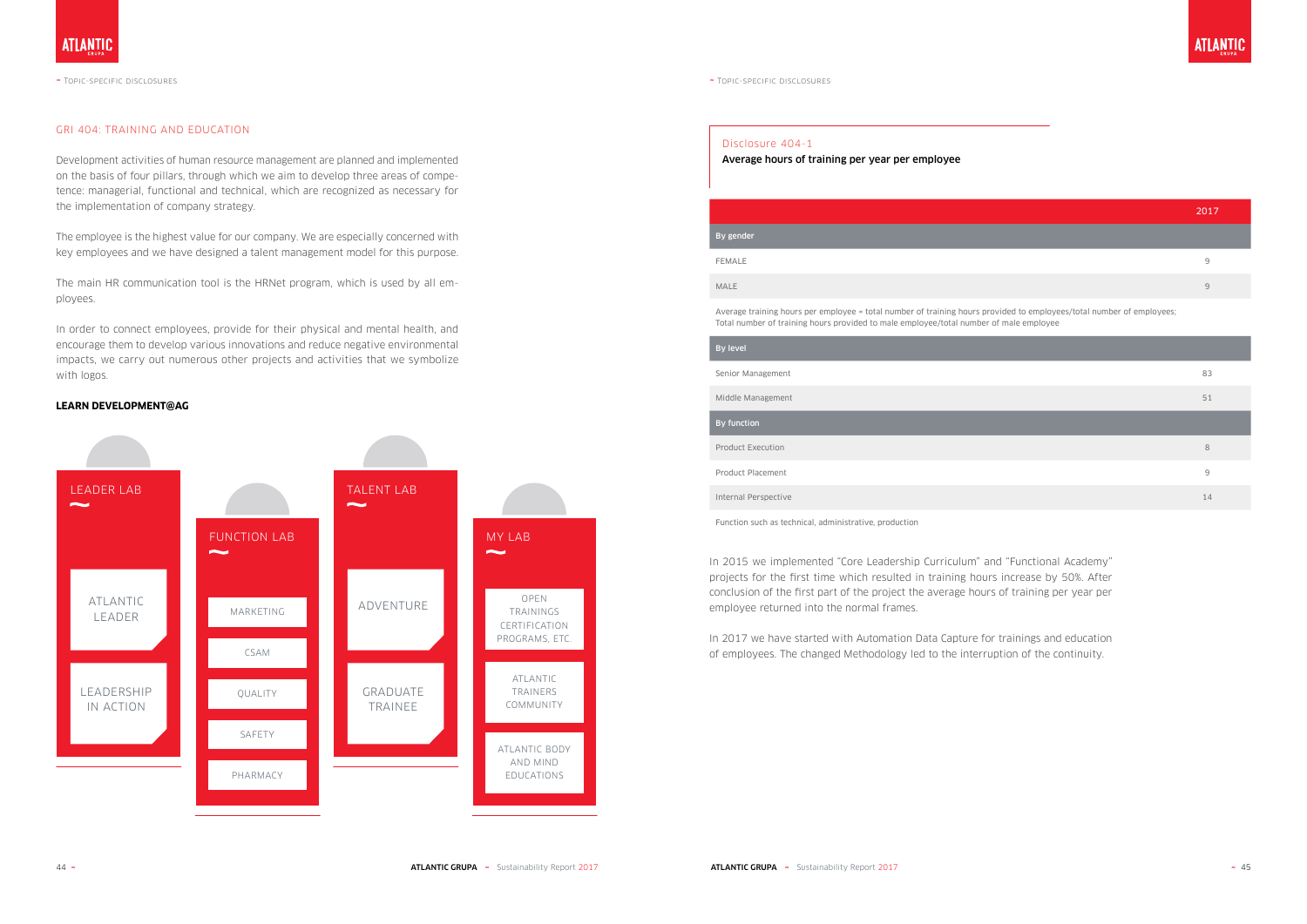## GRI 404: TRAINING AND EDUCATION

Development activities of human resource management are planned and implemented on the basis of four pillars, through which we aim to develop three areas of competence: managerial, functional and technical, which are recognized as necessary for the implementation of company strategy.

The employee is the highest value for our company. We are especially concerned with key employees and we have designed a talent management model for this purpose.

The main HR communication tool is the HRNet program, which is used by all employees.

In order to connect employees, provide for their physical and mental health, and encourage them to develop various innovations and reduce negative environmental impacts, we carry out numerous other projects and activities that we symbolize with logos.

**LEARN DEVELOPMENT@AG**

| LEADER LAB | FUNCTION LAB | TALENT LAB | MY LAB |
|---|---|---|---|
| ATLANTIC LEADER | MARKETING | ADVENTURE | OPEN TRAININGS CERTIFICATION PROGRAMS, ETC. |
| LEADERSHIP IN ACTION | CSAM | GRADUATE TRAINEE | ATLANTIC TRAINERS COMMUNITY |
| | QUALITY | | ATLANTIC BODY AND MIND EDUCATIONS |
| | SAFETY | | |
| | PHARMACY | | |

### Disclosure 404-1

**Average hours of training per year per employee**

| | 2017 |
|---|---|
| **By gender** | |
| FEMALE | 9 |
| MALE | 9 |

Average training hours per employee = total number of training hours provided to employees/total number of employees; Total number of training hours provided to male employee/total number of male employee

| | 2017 |
|---|---|
| **By level** | |
| Senior Management | 83 |
| Middle Management | 51 |
| **By function** | |
| Product Execution | 8 |
| Product Placement | 9 |
| Internal Perspective | 14 |

Function such as technical, administrative, production

In 2015 we implemented "Core Leadership Curriculum" and "Functional Academy" projects for the first time which resulted in training hours increase by 50%. After conclusion of the first part of the project the average hours of training per year per employee returned into the normal frames.

In 2017 we have started with Automation Data Capture for trainings and education of employees. The changed Methodology led to the interruption of the continuity.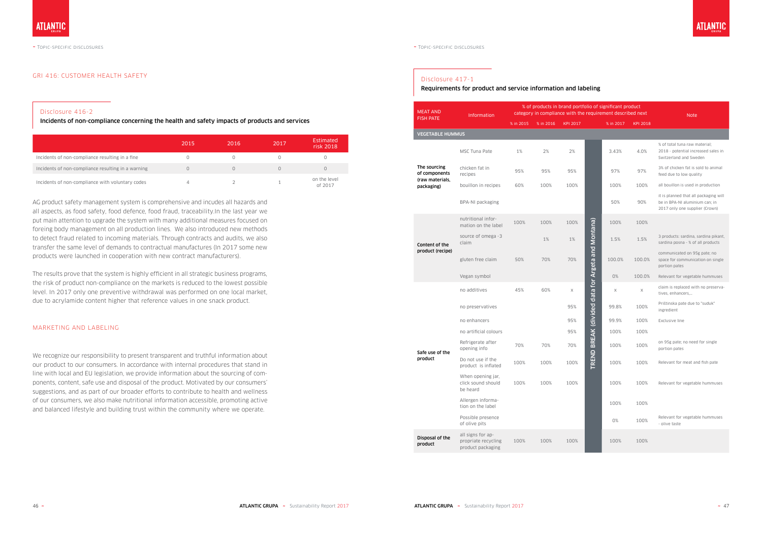## GRI 416: CUSTOMER HEALTH SAFETY

### Disclosure 416-2

**Incidents of non-compliance concerning the health and safety impacts of products and services**

| | 2015 | 2016 | 2017 | Estimated risk 2018 |
|---|---|---|---|---|
| Incidents of non-compliance resulting in a fine | 0 | 0 | 0 | 0 |
| Incidents of non-compliance resulting in a warning | 0 | 0 | 0 | 0 |
| Incidents of non-compliance with voluntary codes | 4 | 2 | 1 | on the level of 2017 |

AG product safety management system is comprehensive and incudes all hazards and all aspects, as food safety, food defence, food fraud, traceability.In the last year we put main attention to upgrade the system with many additional measures focused on foreing body management on all production lines. We also introduced new methods to detect fraud related to incoming materials. Through contracts and audits, we also transfer the same level of demands to contractual manufactures (In 2017 some new products were launched in cooperation with new contract manufacturers).

The results prove that the system is highly efficient in all strategic business programs, the risk of product non-compliance on the markets is reduced to the lowest possible level. In 2017 only one preventive withdrawal was performed on one local market, due to acrylamide content higher that reference values in one snack product.

## MARKETING AND LABELING

We recognize our responsibility to present transparent and truthful information about our product to our consumers. In accordance with internal procedures that stand in line with local and EU legislation, we provide information about the sourcing of components, content, safe use and disposal of the product. Motivated by our consumers' suggestions, and as part of our broader efforts to contribute to health and wellness of our consumers, we also make nutritional information accessible, promoting active and balanced lifestyle and building trust within the community where we operate.

### Disclosure 417-1

**Requirements for product and service information and labeling**

| MEAT AND FISH PATE | Information | % of products in brand portfolio of significant product category in compliance with the requirement described next | | | | | | Note |
|---|---|---|---|---|---|---|---|---|
| | | % in 2015 | % in 2016 | KPI 2017 | | % in 2017 | KPI 2018 | |
| VEGETABLE HUMMUS | | | | | | | | |
| The sourcing of components (raw materials, packaging) | MSC Tuna Pate | 1% | 2% | 2% | TREND BREAK (divided data for Argeta and Montana) | 3.43% | 4.0% | % of total tuna raw material; 2018 - potential increased sales in Switzerland and Sweden |
| | chicken fat in recipes | 95% | 95% | 95% | | 97% | 97% | 3% of chicken fat is sold to animal feed due to low quality |
| | bouillon in recipes | 60% | 100% | 100% | | 100% | 100% | all bouillon is used in production |
| | BPA-NI packaging | | | | | 50% | 90% | it is planned that all packaging will be in BPA-NI aluminium can; in 2017 only one supplier (Crown) |
| Content of the product (recipe) | nutritional information on the label | 100% | 100% | 100% | | 100% | 100% | |
| | source of omega -3 claim | | 1% | 1% | | 1.5% | 1.5% | 3 products: sardina, sardina pikant, sardina posna - % of all products |
| | gluten free claim | 50% | 70% | 70% | | 100.0% | 100.0% | communicated on 95g pate; no space for communication on single portion pates |
| | Vegan symbol | | | | | 0% | 100.0% | Relevant for vegetable hummuses |
| Safe use of the product | no additives | 45% | 60% | x | | x | x | claim is replaced with no preservatives, enhancers,... |
| | no preservatives | | | 95% | | 99.8% | 100% | Prištinska pate due to "suduk" ingredient |
| | no enhancers | | | 95% | | 99.9% | 100% | Exclusive line |
| | no artificial colours | | | 95% | | 100% | 100% | |
| | Refrigerate after opening info | 70% | 70% | 70% | | 100% | 100% | on 95g pate; no need for single portion pates |
| | Do not use if the product is inflated | 100% | 100% | 100% | | 100% | 100% | Relevant for meat and fish pate |
| | When opening jar, click sound should be heard | 100% | 100% | 100% | | 100% | 100% | Relevant for vegetable hummuses |
| | Allergen information on the label | | | | | 100% | 100% | |
| | Possible presence of olive pits | | | | | 0% | 100% | Relevant for vegetable hummuses - olive taste |
| Disposal of the product | all signs for appropriate recycling product packaging | 100% | 100% | 100% | | 100% | 100% | |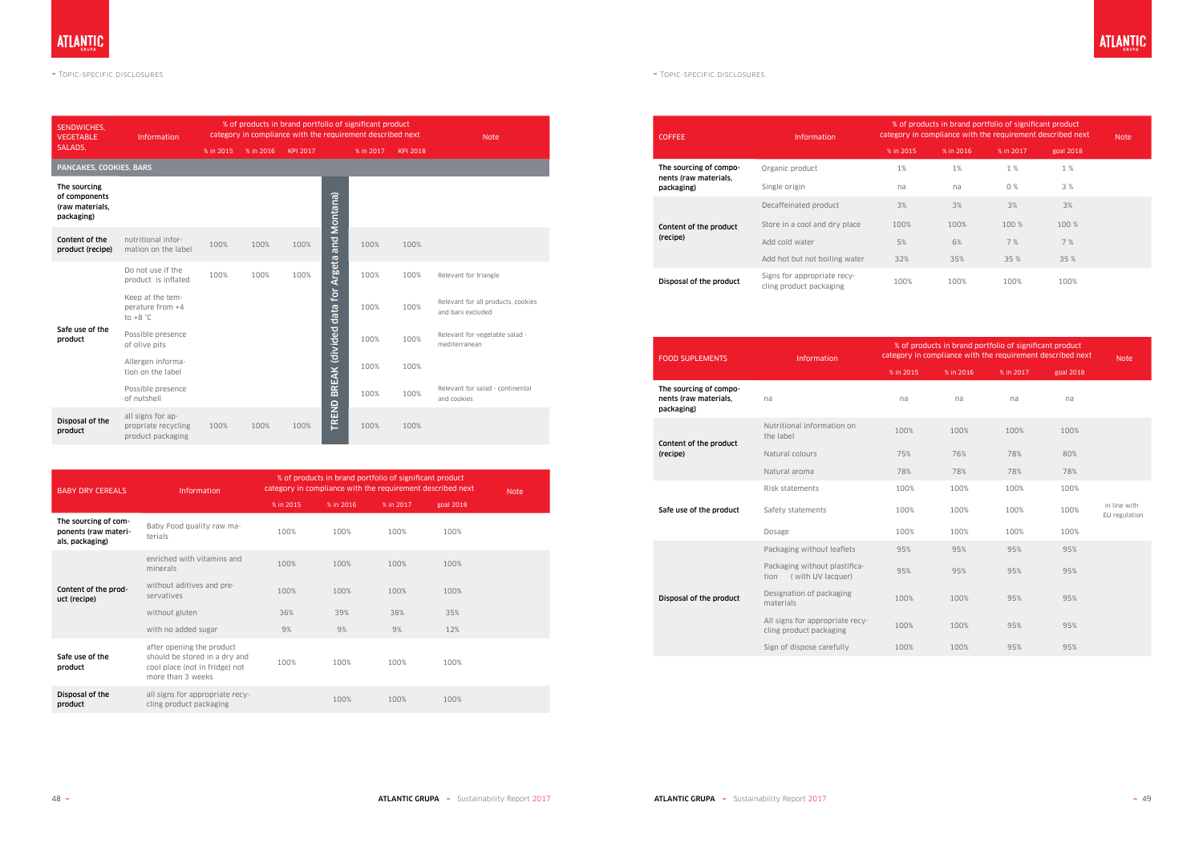TOPIC-SPECIFIC DISCLOSURES

| SENDWICHES, VEGETABLE SALADS, | Information | % of products in brand portfolio of significant product category in compliance with the requirement described next | | | | | | Note |
|---|---|---|---|---|---|---|---|---|
| | | % in 2015 | % in 2016 | KPI 2017 | | % in 2017 | KPI 2018 | |
| PANCAKES, COOKIES, BARS | | | | | | | | |
| The sourcing of components (raw materials, packaging) | | | | | TREND BREAK (divided data for Argeta and Montana) | | | |
| Content of the product (recipe) | nutritional information on the label | 100% | 100% | 100% | | 100% | 100% | |
| Safe use of the product | Do not use if the product is inflated | 100% | 100% | 100% | | 100% | 100% | Relevant for triangle |
| | Keep at the temperature from +4 to +8 °C | | | | | 100% | 100% | Relevant for all products, cookies and bars excluded |
| | Possible presence of olive pits | | | | | 100% | 100% | Relevant for vegetable salad - mediterranean |
| | Allergen information on the label | | | | | 100% | 100% | |
| | Possible presence of nutshell | | | | | 100% | 100% | Relevant for salad - continental and cookies |
| Disposal of the product | all signs for appropriate recycling product packaging | 100% | 100% | 100% | | 100% | 100% | |

| BABY DRY CEREALS | Information | % of products in brand portfolio of significant product category in compliance with the requirement described next | | | | Note |
|---|---|---|---|---|---|---|
| | | % in 2015 | % in 2016 | % in 2017 | goal 2018 | |
| The sourcing of components (raw materials, packaging) | Baby Food quality raw materials | 100% | 100% | 100% | 100% | |
| Content of the product (recipe) | enriched with vitamins and minerals | 100% | 100% | 100% | 100% | |
| | without aditives and preservatives | 100% | 100% | 100% | 100% | |
| | without gluten | 36% | 39% | 38% | 35% | |
| | with no added sugar | 9% | 9% | 9% | 12% | |
| Safe use of the product | after opening the product should be stored in a dry and cool place (not in fridge) not more than 3 weeks | 100% | 100% | 100% | 100% | |
| Disposal of the product | all signs for appropriate recycling product packaging | | 100% | 100% | 100% | |

| COFFEE | Information | % of products in brand portfolio of significant product category in compliance with the requirement described next | | | | Note |
|---|---|---|---|---|---|---|
| | | % in 2015 | % in 2016 | % in 2017 | goal 2018 | |
| The sourcing of components (raw materials, packaging) | Organic product | 1% | 1% | 1 % | 1 % | |
| | Single origin | na | na | 0 % | 3 % | |
| Content of the product (recipe) | Decaffeinated product | 3% | 3% | 3% | 3% | |
| | Store in a cool and dry place | 100% | 100% | 100 % | 100 % | |
| | Add cold water | 5% | 6% | 7 % | 7 % | |
| | Add hot but not boiling water | 32% | 35% | 35 % | 35 % | |
| Disposal of the product | Signs for appropriate recycling product packaging | 100% | 100% | 100% | 100% | |

| FOOD SUPLEMENTS | Information | % of products in brand portfolio of significant product category in compliance with the requirement described next | | | | Note |
|---|---|---|---|---|---|---|
| | | % in 2015 | % in 2016 | % in 2017 | goal 2018 | |
| The sourcing of components (raw materials, packaging) | na | na | na | na | na | |
| Content of the product (recipe) | Nutritional information on the label | 100% | 100% | 100% | 100% | |
| | Natural colours | 75% | 76% | 78% | 80% | |
| | Natural aroma | 78% | 78% | 78% | 78% | |
| Safe use of the product | Risk statements | 100% | 100% | 100% | 100% | |
| | Safety statements | 100% | 100% | 100% | 100% | in line with EU regulation |
| | Dosage | 100% | 100% | 100% | 100% | |
| Disposal of the product | Packaging without leaflets | 95% | 95% | 95% | 95% | |
| | Packaging without plastification (with UV lacquer) | 95% | 95% | 95% | 95% | |
| | Designation of packaging materials | 100% | 100% | 95% | 95% | |
| | All signs for appropriate recycling product packaging | 100% | 100% | 95% | 95% | |
| | Sign of dispose carefully | 100% | 100% | 95% | 95% | |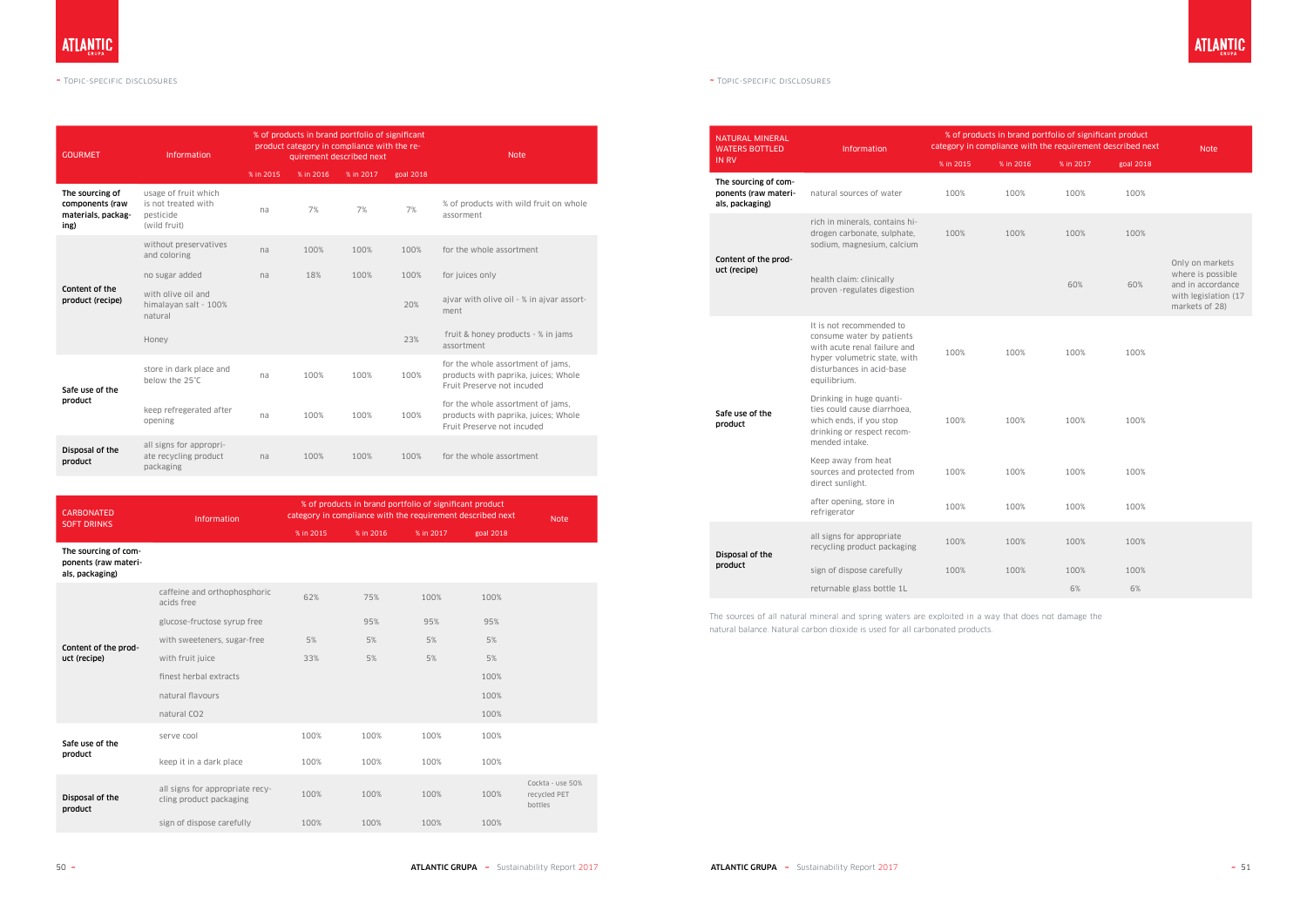| GOURMET | Information | % of products in brand portfolio of significant product category in compliance with the requirement described next | | | | Note |
|---|---|---|---|---|---|---|
| | | % in 2015 | % in 2016 | % in 2017 | goal 2018 | |
| The sourcing of components (raw materials, packaging) | usage of fruit which is not treated with pesticide (wild fruit) | na | 7% | 7% | 7% | % of products with wild fruit on whole assorment |
| Content of the product (recipe) | without preservatives and coloring | na | 100% | 100% | 100% | for the whole assortment |
| | no sugar added | na | 18% | 100% | 100% | for juices only |
| | with olive oil and himalayan salt - 100% natural | | | | 20% | ajvar with olive oil - % in ajvar assortment |
| | Honey | | | | 23% | fruit & honey products - % in jams assortment |
| Safe use of the product | store in dark place and below the 25°C | na | 100% | 100% | 100% | for the whole assortment of jams, products with paprika, juices; Whole Fruit Preserve not incuded |
| | keep refregerated after opening | na | 100% | 100% | 100% | for the whole assortment of jams, products with paprika, juices; Whole Fruit Preserve not incuded |
| Disposal of the product | all signs for appropriate recycling product packaging | na | 100% | 100% | 100% | for the whole assortment |

| CARBONATED SOFT DRINKS | Information | % of products in brand portfolio of significant product category in compliance with the requirement described next | | | | Note |
|---|---|---|---|---|---|---|
| | | % in 2015 | % in 2016 | % in 2017 | goal 2018 | |
| The sourcing of components (raw materials, packaging) | | | | | | |
| Content of the product (recipe) | caffeine and orthophosphoric acids free | 62% | 75% | 100% | 100% | |
| | glucose-fructose syrup free | | 95% | 95% | 95% | |
| | with sweeteners, sugar-free | 5% | 5% | 5% | 5% | |
| | with fruit juice | 33% | 5% | 5% | 5% | |
| | finest herbal extracts | | | | 100% | |
| | natural flavours | | | | 100% | |
| | natural CO2 | | | | 100% | |
| Safe use of the product | serve cool | 100% | 100% | 100% | 100% | |
| | keep it in a dark place | 100% | 100% | 100% | 100% | |
| Disposal of the product | all signs for appropriate recycling product packaging | 100% | 100% | 100% | 100% | Cockta - use 50% recycled PET bottles |
| | sign of dispose carefully | 100% | 100% | 100% | 100% | |

| NATURAL MINERAL WATERS BOTTLED IN RV | Information | % of products in brand portfolio of significant product category in compliance with the requirement described next | | | | Note |
|---|---|---|---|---|---|---|
| | | % in 2015 | % in 2016 | % in 2017 | goal 2018 | |
| The sourcing of components (raw materials, packaging) | natural sources of water | 100% | 100% | 100% | 100% | |
| Content of the product (recipe) | rich in minerals, contains hidrogen carbonate, sulphate, sodium, magnesium, calcium | 100% | 100% | 100% | 100% | Only on markets where is possible and in accordance with legislation (17 markets of 28) |
| | health claim: clinically proven -regulates digestion | | | 60% | 60% | |
| Safe use of the product | It is not recommended to consume water by patients with acute renal failure and hyper volumetric state, with disturbances in acid-base equilibrium. | 100% | 100% | 100% | 100% | |
| | Drinking in huge quantities could cause diarrhoea, which ends, if you stop drinking or respect recommended intake. | 100% | 100% | 100% | 100% | |
| | Keep away from heat sources and protected from direct sunlight. | 100% | 100% | 100% | 100% | |
| | after opening, store in refrigerator | 100% | 100% | 100% | 100% | |
| Disposal of the product | all signs for appropriate recycling product packaging | 100% | 100% | 100% | 100% | |
| | sign of dispose carefully | 100% | 100% | 100% | 100% | |
| | returnable glass bottle 1L | | | 6% | 6% | |

The sources of all natural mineral and spring waters are exploited in a way that does not damage the natural balance. Natural carbon dioxide is used for all carbonated products.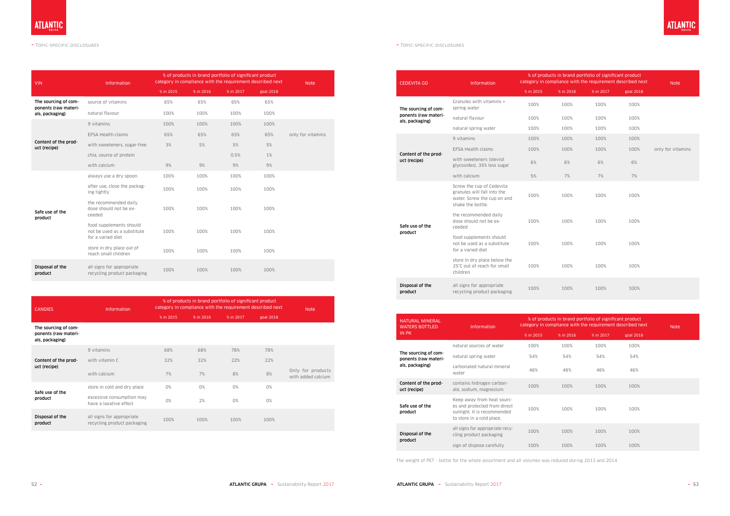| VIN | Information | % of products in brand portfolio of significant product category in compliance with the requirement described next | | | | Note |
|---|---|---|---|---|---|---|
| | | % in 2015 | % in 2016 | % in 2017 | goal 2018 | |
| The sourcing of components (raw materials, packaging) | source of vitamins | 65% | 65% | 65% | 65% | |
| | natural flavour | 100% | 100% | 100% | 100% | |
| Content of the product (recipe) | 9 vitamins | 100% | 100% | 100% | 100% | |
| | EFSA Health claims | 65% | 65% | 65% | 65% | only for vitamins |
| | with sweeteners, sugar-free | 3% | 5% | 5% | 5% | |
| | chia, source of protein | | | 0.5% | 1% | |
| | with calcium | 9% | 9% | 9% | 9% | |
| Safe use of the product | always use a dry spoon | 100% | 100% | 100% | 100% | |
| | after use, close the packaging tightly | 100% | 100% | 100% | 100% | |
| | the recommended daily dose should not be exceeded | 100% | 100% | 100% | 100% | |
| | food supplements should not be used as a substitute for a varied diet | 100% | 100% | 100% | 100% | |
| | store in dry place out of reach small children | 100% | 100% | 100% | 100% | |
| Disposal of the product | all signs for appropriate recycling product packaging | 100% | 100% | 100% | 100% | |

| CANDIES | Information | % of products in brand portfolio of significant product category in compliance with the requirement described next | | | | Note |
|---|---|---|---|---|---|---|
| | | % in 2015 | % in 2016 | % in 2017 | goal 2018 | |
| The sourcing of components (raw materials, packaging) | | | | | | |
| Content of the product (recipe) | 9 vitamins | 68% | 68% | 78% | 78% | |
| | with vitamin C | 32% | 32% | 22% | 22% | |
| | with calcium | 7% | 7% | 8% | 8% | Only for products with added calcium |
| Safe use of the product | store in cold and dry place | 0% | 0% | 0% | 0% | |
| | excessive consumption may have a laxative effect | 0% | 2% | 0% | 0% | |
| Disposal of the product | all signs for appropriate recycling product packaging | 100% | 100% | 100% | 100% | |

| CEDEVITA GO | Information | % of products in brand portfolio of significant product category in compliance with the requirement described next | | | | Note |
|---|---|---|---|---|---|---|
| | | % in 2015 | % in 2016 | % in 2017 | goal 2018 | |
| The sourcing of components (raw materials, packaging) | Granules with vitamins + spring water | 100% | 100% | 100% | 100% | |
| | natural flavour | 100% | 100% | 100% | 100% | |
| | natural spring water | 100% | 100% | 100% | 100% | |
| Content of the product (recipe) | 9 vitamins | 100% | 100% | 100% | 100% | |
| | EFSA Health claims | 100% | 100% | 100% | 100% | only for vitamins |
| | with sweeteners (steviol glycosides), 35% less sugar | 6% | 6% | 6% | 6% | |
| | with calcium | 5% | 7% | 7% | 7% | |
| Safe use of the product | Screw the cup of Cedevita granules will fall into the water. Screw the cup on and shake the bottle. | 100% | 100% | 100% | 100% | |
| | the recommended daily dose should not be exceeded | 100% | 100% | 100% | 100% | |
| | food supplements should not be used as a substitute for a varied diet | 100% | 100% | 100% | 100% | |
| | store in dry place below the 25°C out of reach for small children | 100% | 100% | 100% | 100% | |
| Disposal of the product | all signs for appropriate recycling product packaging | 100% | 100% | 100% | 100% | |

| NATURAL MINERAL WATERS BOTTLED IN PK | Information | % of products in brand portfolio of significant product category in compliance with the requirement described next | | | | Note |
|---|---|---|---|---|---|---|
| | | % in 2015 | % in 2016 | % in 2017 | goal 2018 | |
| The sourcing of components (raw materials, packaging) | natural sources of water | 100% | 100% | 100% | 100% | |
| | natural spring water | 54% | 54% | 54% | 54% | |
| | carbonated natural mineral water | 46% | 46% | 46% | 46% | |
| Content of the product (recipe) | contains hidrogen carbonate, sodium, magnesium | 100% | 100% | 100% | 100% | |
| Safe use of the product | Keep away from heat sources and protected from direct sunlight. It is recommended to store in a cold place. | 100% | 100% | 100% | 100% | |
| Disposal of the product | all signs for appropriate recycling product packaging | 100% | 100% | 100% | 100% | |
| | sign of dispose carefully | 100% | 100% | 100% | 100% | |

The weight of PET - bottle for the whole assortment and all volumes was reduced during 2013 and 2014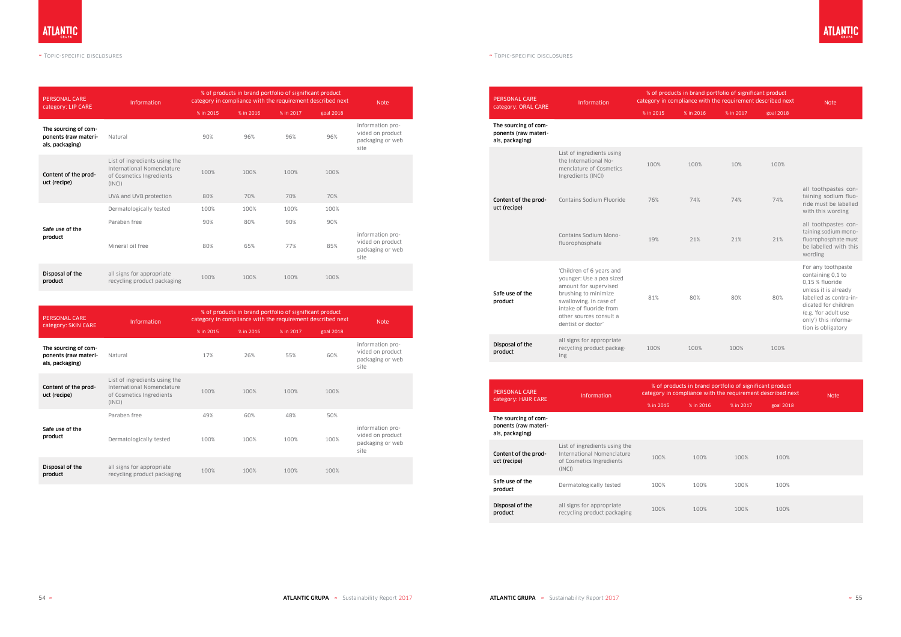## Topic-specific disclosures

| PERSONAL CARE category: LIP CARE | Information | % of products in brand portfolio of significant product category in compliance with the requirement described next | | | | Note |
|---|---|---|---|---|---|---|
| | | % in 2015 | % in 2016 | % in 2017 | goal 2018 | |
| The sourcing of components (raw materials, packaging) | Natural | 90% | 96% | 96% | 96% | information provided on product packaging or web site |
| Content of the product (recipe) | List of ingredients using the International Nomenclature of Cosmetics Ingredients (INCI) | 100% | 100% | 100% | 100% | |
| | UVA and UVB protection | 80% | 70% | 70% | 70% | |
| Safe use of the product | Dermatologically tested | 100% | 100% | 100% | 100% | |
| | Paraben free | 90% | 80% | 90% | 90% | |
| | Mineral oil free | 80% | 65% | 77% | 85% | information provided on product packaging or web site |
| Disposal of the product | all signs for appropriate recycling product packaging | 100% | 100% | 100% | 100% | |

| PERSONAL CARE category: SKIN CARE | Information | % of products in brand portfolio of significant product category in compliance with the requirement described next | | | | Note |
|---|---|---|---|---|---|---|
| | | % in 2015 | % in 2016 | % in 2017 | goal 2018 | |
| The sourcing of components (raw materials, packaging) | Natural | 17% | 26% | 55% | 60% | information provided on product packaging or web site |
| Content of the product (recipe) | List of ingredients using the International Nomenclature of Cosmetics Ingredients (INCI) | 100% | 100% | 100% | 100% | |
| Safe use of the product | Paraben free | 49% | 60% | 48% | 50% | |
| | Dermatologically tested | 100% | 100% | 100% | 100% | information provided on product packaging or web site |
| Disposal of the product | all signs for appropriate recycling product packaging | 100% | 100% | 100% | 100% | |

| PERSONAL CARE category: ORAL CARE | Information | % of products in brand portfolio of significant product category in compliance with the requirement described next | | | | Note |
|---|---|---|---|---|---|---|
| | | % in 2015 | % in 2016 | % in 2017 | goal 2018 | |
| The sourcing of components (raw materials, packaging) | | | | | | |
| Content of the product (recipe) | List of ingredients using the International Nomenclature of Cosmetics Ingredients (INCI) | 100% | 100% | 10% | 100% | |
| | Contains Sodium Fluoride | 76% | 74% | 74% | 74% | all toothpastes containing sodium fluoride must be labelled with this wording |
| | Contains Sodium Monofluorophosphate | 19% | 21% | 21% | 21% | all toothpastes containing sodium monofluorophosphate must be labelled with this wording |
| Safe use of the product | 'Children of 6 years and younger: Use a pea sized amount for supervised brushing to minimize swallowing. In case of intake of fluoride from other sources consult a dentist or doctor' | 81% | 80% | 80% | 80% | For any toothpaste containing 0,1 to 0,15 % fluoride unless it is already labelled as contra-indicated for children (e.g. 'for adult use only') this information is obligatory |
| Disposal of the product | all signs for appropriate recycling product packaging | 100% | 100% | 100% | 100% | |

| PERSONAL CARE category: HAIR CARE | Information | % of products in brand portfolio of significant product category in compliance with the requirement described next | | | | Note |
|---|---|---|---|---|---|---|
| | | % in 2015 | % in 2016 | % in 2017 | goal 2018 | |
| The sourcing of components (raw materials, packaging) | | | | | | |
| Content of the product (recipe) | List of ingredients using the International Nomenclature of Cosmetics Ingredients (INCI) | 100% | 100% | 100% | 100% | |
| Safe use of the product | Dermatologically tested | 100% | 100% | 100% | 100% | |
| Disposal of the product | all signs for appropriate recycling product packaging | 100% | 100% | 100% | 100% | |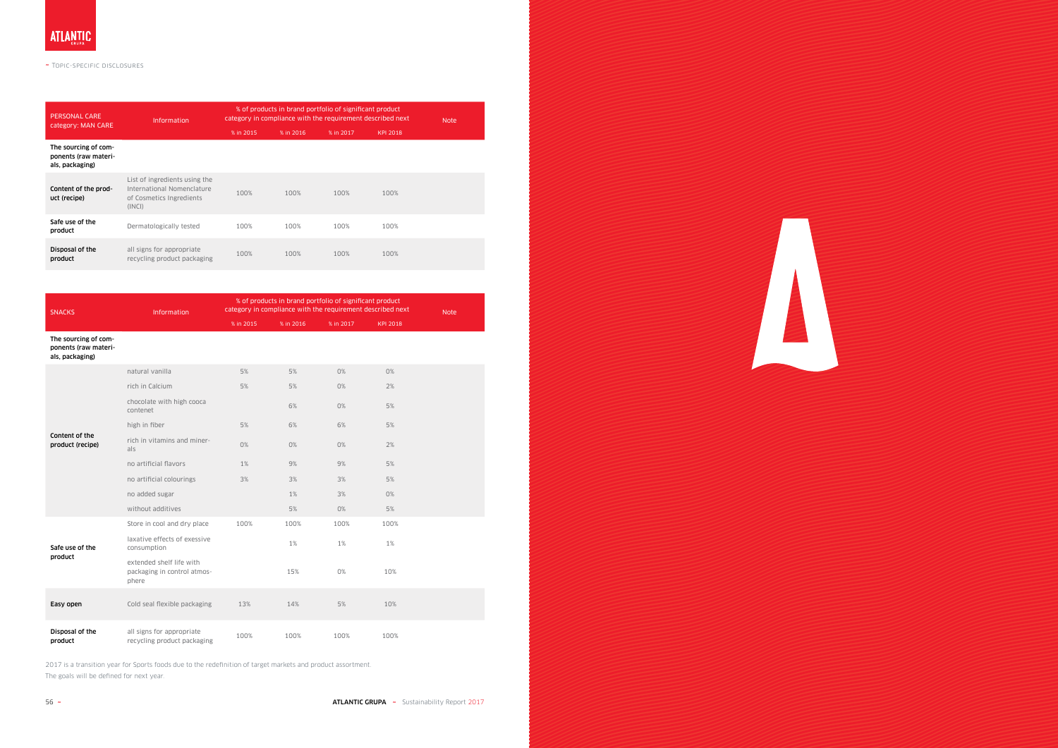| PERSONAL CARE category: MAN CARE | Information | % of products in brand portfolio of significant product category in compliance with the requirement described next | | | | Note |
|---|---|---|---|---|---|---|
| | | % in 2015 | % in 2016 | % in 2017 | KPI 2018 | |
| **The sourcing of components (raw materials, packaging)** | | | | | | |
| **Content of the product (recipe)** | List of ingredients using the International Nomenclature of Cosmetics Ingredients (INCI) | 100% | 100% | 100% | 100% | |
| **Safe use of the product** | Dermatologically tested | 100% | 100% | 100% | 100% | |
| **Disposal of the product** | all signs for appropriate recycling product packaging | 100% | 100% | 100% | 100% | |

| SNACKS | Information | % of products in brand portfolio of significant product category in compliance with the requirement described next | | | | Note |
|---|---|---|---|---|---|---|
| | | % in 2015 | % in 2016 | % in 2017 | KPI 2018 | |
| **The sourcing of components (raw materials, packaging)** | | | | | | |
| **Content of the product (recipe)** | natural vanilla | 5% | 5% | 0% | 0% | |
| | rich in Calcium | 5% | 5% | 0% | 2% | |
| | chocolate with high cooca contenet | | 6% | 0% | 5% | |
| | high in fiber | 5% | 6% | 6% | 5% | |
| | rich in vitamins and minerals | 0% | 0% | 0% | 2% | |
| | no artificial flavors | 1% | 9% | 9% | 5% | |
| | no artificial colourings | 3% | 3% | 3% | 5% | |
| | no added sugar | | 1% | 3% | 0% | |
| | without additives | | 5% | 0% | 5% | |
| **Safe use of the product** | Store in cool and dry place | 100% | 100% | 100% | 100% | |
| | laxative effects of exessive consumption | | 1% | 1% | 1% | |
| | extended shelf life with packaging in control atmosphere | | 15% | 0% | 10% | |
| **Easy open** | Cold seal flexible packaging | 13% | 14% | 5% | 10% | |
| **Disposal of the product** | all signs for appropriate recycling product packaging | 100% | 100% | 100% | 100% | |

2017 is a transition year for Sports foods due to the redefinition of target markets and product assortment.
The goals will be defined for next year.